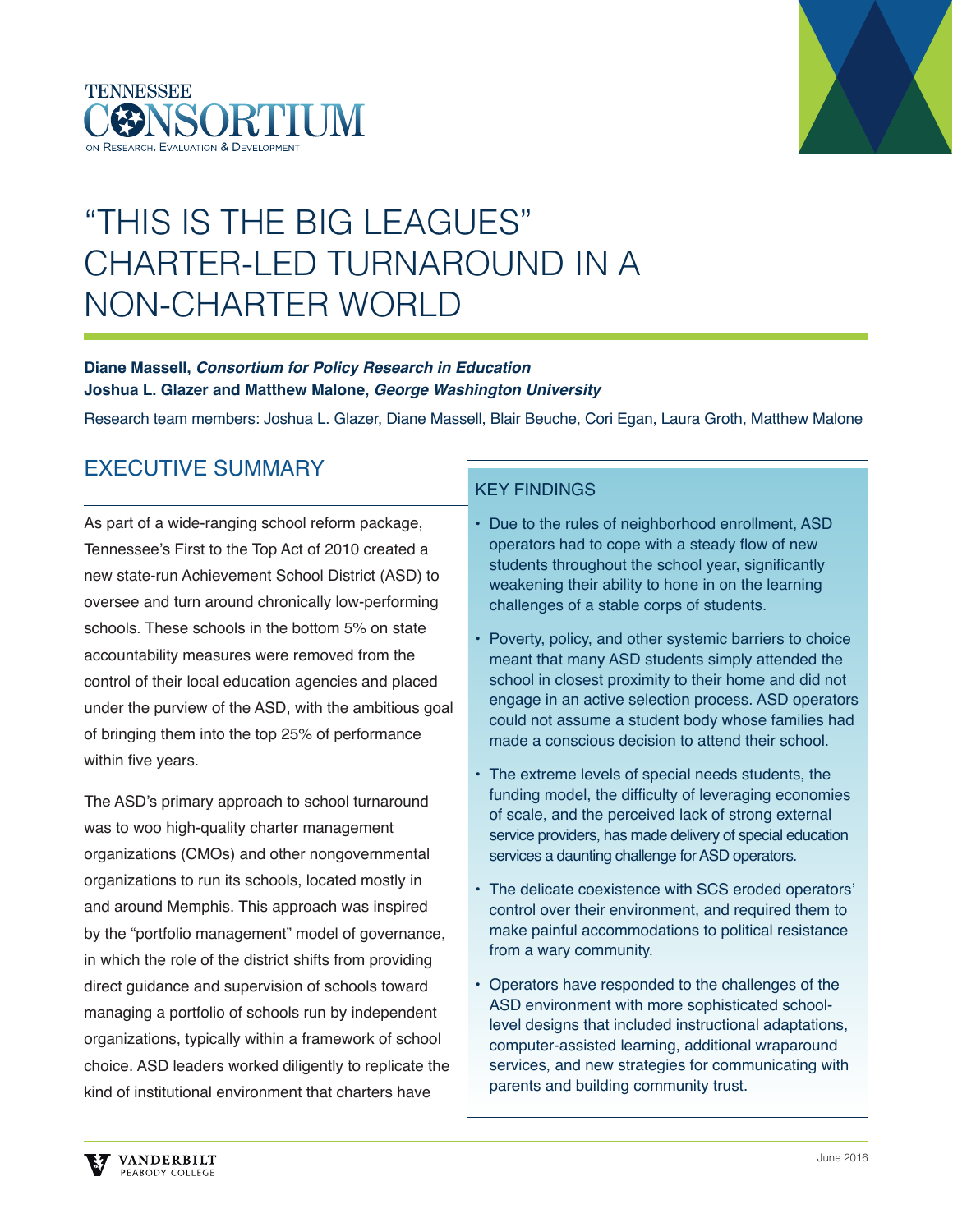TENNESSEE CONSORTIUM ON RESEARCH, EVALUATION & DEVELOPMENT

# "THIS IS THE BIG LEAGUES" CHARTER-LED TURNAROUND IN A NON-CHARTER WORLD

**Diane Massell,** ***Consortium for Policy Research in Education***
**Joshua L. Glazer and Matthew Malone,** ***George Washington University***

Research team members: Joshua L. Glazer, Diane Massell, Blair Beuche, Cori Egan, Laura Groth, Matthew Malone

## EXECUTIVE SUMMARY

As part of a wide-ranging school reform package, Tennessee's First to the Top Act of 2010 created a new state-run Achievement School District (ASD) to oversee and turn around chronically low-performing schools. These schools in the bottom 5% on state accountability measures were removed from the control of their local education agencies and placed under the purview of the ASD, with the ambitious goal of bringing them into the top 25% of performance within five years.

The ASD's primary approach to school turnaround was to woo high-quality charter management organizations (CMOs) and other nongovernmental organizations to run its schools, located mostly in and around Memphis. This approach was inspired by the "portfolio management" model of governance, in which the role of the district shifts from providing direct guidance and supervision of schools toward managing a portfolio of schools run by independent organizations, typically within a framework of school choice. ASD leaders worked diligently to replicate the kind of institutional environment that charters have

### KEY FINDINGS

- Due to the rules of neighborhood enrollment, ASD operators had to cope with a steady flow of new students throughout the school year, significantly weakening their ability to hone in on the learning challenges of a stable corps of students.
- Poverty, policy, and other systemic barriers to choice meant that many ASD students simply attended the school in closest proximity to their home and did not engage in an active selection process. ASD operators could not assume a student body whose families had made a conscious decision to attend their school.
- The extreme levels of special needs students, the funding model, the difficulty of leveraging economies of scale, and the perceived lack of strong external service providers, has made delivery of special education services a daunting challenge for ASD operators.
- The delicate coexistence with SCS eroded operators' control over their environment, and required them to make painful accommodations to political resistance from a wary community.
- Operators have responded to the challenges of the ASD environment with more sophisticated school-level designs that included instructional adaptations, computer-assisted learning, additional wraparound services, and new strategies for communicating with parents and building community trust.

VANDERBILT PEABODY COLLEGE

June 2016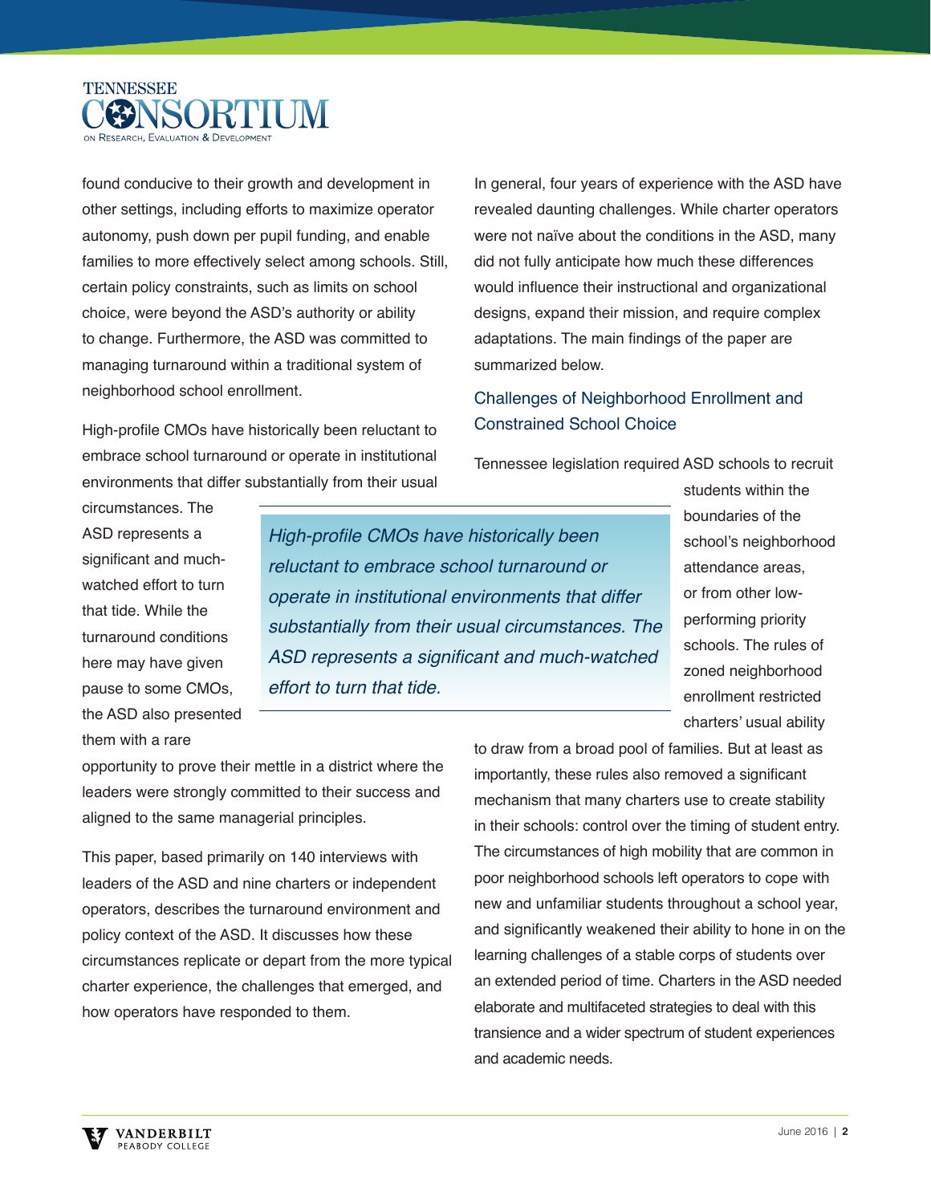found conducive to their growth and development in other settings, including efforts to maximize operator autonomy, push down per pupil funding, and enable families to more effectively select among schools. Still, certain policy constraints, such as limits on school choice, were beyond the ASD's authority or ability to change. Furthermore, the ASD was committed to managing turnaround within a traditional system of neighborhood school enrollment.

High-profile CMOs have historically been reluctant to embrace school turnaround or operate in institutional environments that differ substantially from their usual circumstances. The ASD represents a significant and much-watched effort to turn that tide. While the turnaround conditions here may have given pause to some CMOs, the ASD also presented them with a rare opportunity to prove their mettle in a district where the leaders were strongly committed to their success and aligned to the same managerial principles.

> *High-profile CMOs have historically been reluctant to embrace school turnaround or operate in institutional environments that differ substantially from their usual circumstances. The ASD represents a significant and much-watched effort to turn that tide.*

This paper, based primarily on 140 interviews with leaders of the ASD and nine charters or independent operators, describes the turnaround environment and policy context of the ASD. It discusses how these circumstances replicate or depart from the more typical charter experience, the challenges that emerged, and how operators have responded to them.

In general, four years of experience with the ASD have revealed daunting challenges. While charter operators were not naïve about the conditions in the ASD, many did not fully anticipate how much these differences would influence their instructional and organizational designs, expand their mission, and require complex adaptations. The main findings of the paper are summarized below.

## Challenges of Neighborhood Enrollment and Constrained School Choice

Tennessee legislation required ASD schools to recruit students within the boundaries of the school's neighborhood attendance areas, or from other low-performing priority schools. The rules of zoned neighborhood enrollment restricted charters' usual ability to draw from a broad pool of families. But at least as importantly, these rules also removed a significant mechanism that many charters use to create stability in their schools: control over the timing of student entry. The circumstances of high mobility that are common in poor neighborhood schools left operators to cope with new and unfamiliar students throughout a school year, and significantly weakened their ability to hone in on the learning challenges of a stable corps of students over an extended period of time. Charters in the ASD needed elaborate and multifaceted strategies to deal with this transience and a wider spectrum of student experiences and academic needs.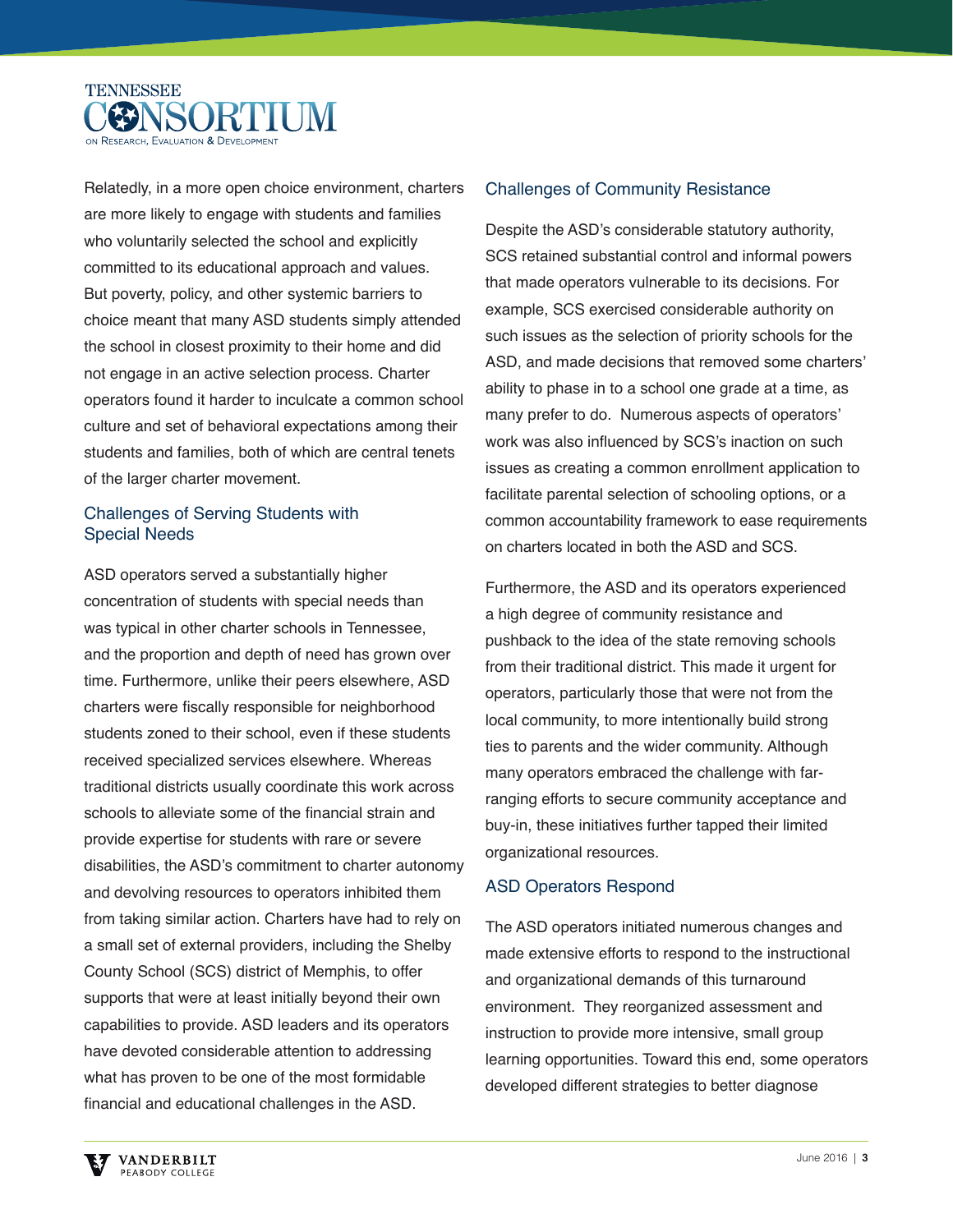Relatedly, in a more open choice environment, charters are more likely to engage with students and families who voluntarily selected the school and explicitly committed to its educational approach and values. But poverty, policy, and other systemic barriers to choice meant that many ASD students simply attended the school in closest proximity to their home and did not engage in an active selection process. Charter operators found it harder to inculcate a common school culture and set of behavioral expectations among their students and families, both of which are central tenets of the larger charter movement.

## Challenges of Serving Students with Special Needs

ASD operators served a substantially higher concentration of students with special needs than was typical in other charter schools in Tennessee, and the proportion and depth of need has grown over time. Furthermore, unlike their peers elsewhere, ASD charters were fiscally responsible for neighborhood students zoned to their school, even if these students received specialized services elsewhere. Whereas traditional districts usually coordinate this work across schools to alleviate some of the financial strain and provide expertise for students with rare or severe disabilities, the ASD's commitment to charter autonomy and devolving resources to operators inhibited them from taking similar action. Charters have had to rely on a small set of external providers, including the Shelby County School (SCS) district of Memphis, to offer supports that were at least initially beyond their own capabilities to provide. ASD leaders and its operators have devoted considerable attention to addressing what has proven to be one of the most formidable financial and educational challenges in the ASD.

## Challenges of Community Resistance

Despite the ASD's considerable statutory authority, SCS retained substantial control and informal powers that made operators vulnerable to its decisions. For example, SCS exercised considerable authority on such issues as the selection of priority schools for the ASD, and made decisions that removed some charters' ability to phase in to a school one grade at a time, as many prefer to do. Numerous aspects of operators' work was also influenced by SCS's inaction on such issues as creating a common enrollment application to facilitate parental selection of schooling options, or a common accountability framework to ease requirements on charters located in both the ASD and SCS.

Furthermore, the ASD and its operators experienced a high degree of community resistance and pushback to the idea of the state removing schools from their traditional district. This made it urgent for operators, particularly those that were not from the local community, to more intentionally build strong ties to parents and the wider community. Although many operators embraced the challenge with far-ranging efforts to secure community acceptance and buy-in, these initiatives further tapped their limited organizational resources.

## ASD Operators Respond

The ASD operators initiated numerous changes and made extensive efforts to respond to the instructional and organizational demands of this turnaround environment. They reorganized assessment and instruction to provide more intensive, small group learning opportunities. Toward this end, some operators developed different strategies to better diagnose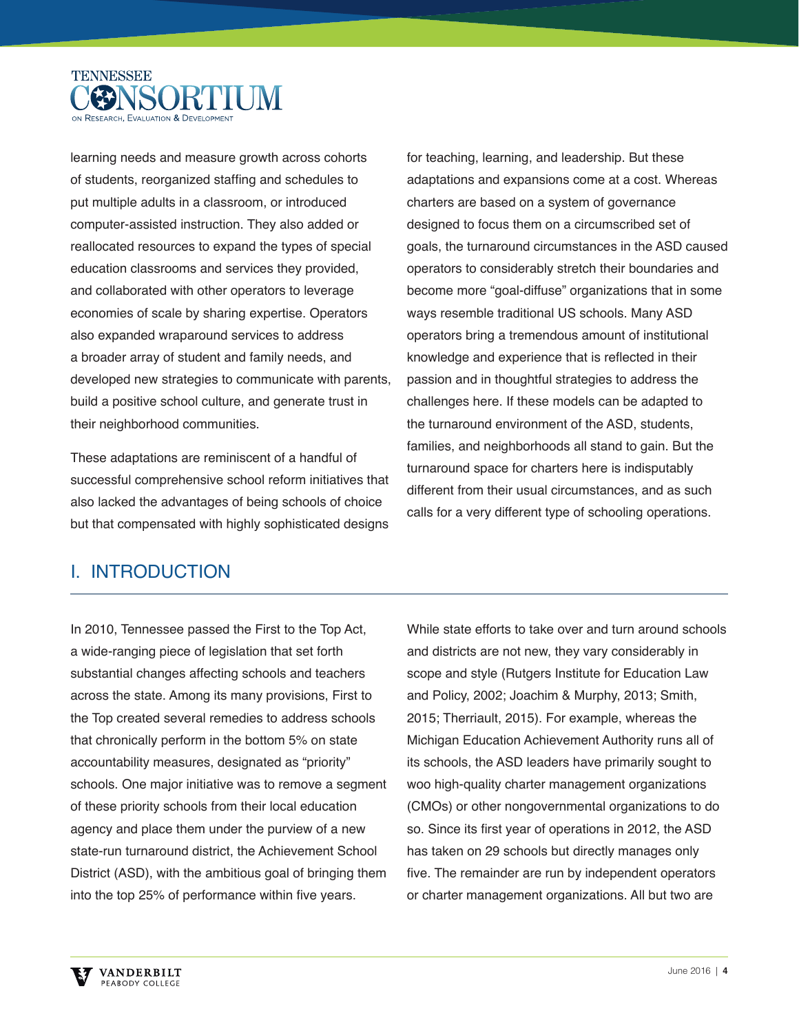learning needs and measure growth across cohorts of students, reorganized staffing and schedules to put multiple adults in a classroom, or introduced computer-assisted instruction. They also added or reallocated resources to expand the types of special education classrooms and services they provided, and collaborated with other operators to leverage economies of scale by sharing expertise. Operators also expanded wraparound services to address a broader array of student and family needs, and developed new strategies to communicate with parents, build a positive school culture, and generate trust in their neighborhood communities.

These adaptations are reminiscent of a handful of successful comprehensive school reform initiatives that also lacked the advantages of being schools of choice but that compensated with highly sophisticated designs for teaching, learning, and leadership. But these adaptations and expansions come at a cost. Whereas charters are based on a system of governance designed to focus them on a circumscribed set of goals, the turnaround circumstances in the ASD caused operators to considerably stretch their boundaries and become more "goal-diffuse" organizations that in some ways resemble traditional US schools. Many ASD operators bring a tremendous amount of institutional knowledge and experience that is reflected in their passion and in thoughtful strategies to address the challenges here. If these models can be adapted to the turnaround environment of the ASD, students, families, and neighborhoods all stand to gain. But the turnaround space for charters here is indisputably different from their usual circumstances, and as such calls for a very different type of schooling operations.

## I. INTRODUCTION

In 2010, Tennessee passed the First to the Top Act, a wide-ranging piece of legislation that set forth substantial changes affecting schools and teachers across the state. Among its many provisions, First to the Top created several remedies to address schools that chronically perform in the bottom 5% on state accountability measures, designated as "priority" schools. One major initiative was to remove a segment of these priority schools from their local education agency and place them under the purview of a new state-run turnaround district, the Achievement School District (ASD), with the ambitious goal of bringing them into the top 25% of performance within five years.

While state efforts to take over and turn around schools and districts are not new, they vary considerably in scope and style (Rutgers Institute for Education Law and Policy, 2002; Joachim & Murphy, 2013; Smith, 2015; Therriault, 2015). For example, whereas the Michigan Education Achievement Authority runs all of its schools, the ASD leaders have primarily sought to woo high-quality charter management organizations (CMOs) or other nongovernmental organizations to do so. Since its first year of operations in 2012, the ASD has taken on 29 schools but directly manages only five. The remainder are run by independent operators or charter management organizations. All but two are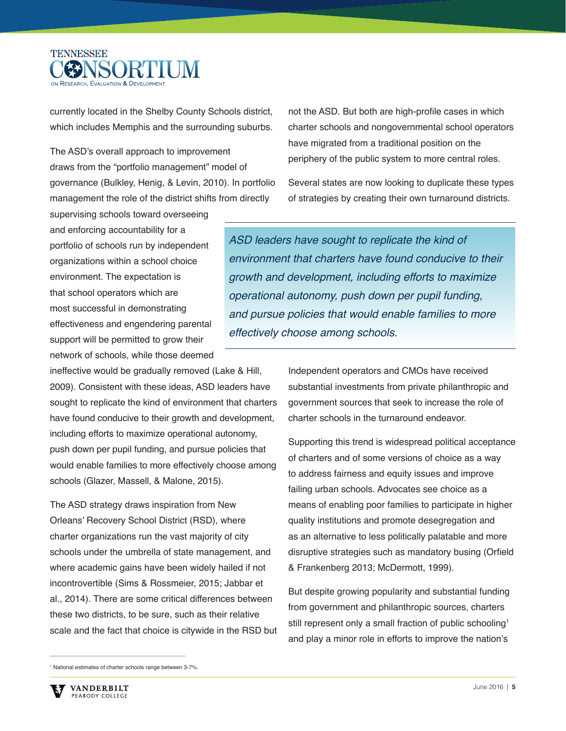currently located in the Shelby County Schools district, which includes Memphis and the surrounding suburbs.

The ASD's overall approach to improvement draws from the "portfolio management" model of governance (Bulkley, Henig, & Levin, 2010). In portfolio management the role of the district shifts from directly supervising schools toward overseeing and enforcing accountability for a portfolio of schools run by independent organizations within a school choice environment. The expectation is that school operators which are most successful in demonstrating effectiveness and engendering parental support will be permitted to grow their network of schools, while those deemed ineffective would be gradually removed (Lake & Hill, 2009). Consistent with these ideas, ASD leaders have sought to replicate the kind of environment that charters have found conducive to their growth and development, including efforts to maximize operational autonomy, push down per pupil funding, and pursue policies that would enable families to more effectively choose among schools (Glazer, Massell, & Malone, 2015).

The ASD strategy draws inspiration from New Orleans' Recovery School District (RSD), where charter organizations run the vast majority of city schools under the umbrella of state management, and where academic gains have been widely hailed if not incontrovertible (Sims & Rossmeier, 2015; Jabbar et al., 2014). There are some critical differences between these two districts, to be sure, such as their relative scale and the fact that choice is citywide in the RSD but not the ASD. But both are high-profile cases in which charter schools and nongovernmental school operators have migrated from a traditional position on the periphery of the public system to more central roles.

Several states are now looking to duplicate these types of strategies by creating their own turnaround districts.

> *ASD leaders have sought to replicate the kind of environment that charters have found conducive to their growth and development, including efforts to maximize operational autonomy, push down per pupil funding, and pursue policies that would enable families to more effectively choose among schools.*

Independent operators and CMOs have received substantial investments from private philanthropic and government sources that seek to increase the role of charter schools in the turnaround endeavor.

Supporting this trend is widespread political acceptance of charters and of some versions of choice as a way to address fairness and equity issues and improve failing urban schools. Advocates see choice as a means of enabling poor families to participate in higher quality institutions and promote desegregation and as an alternative to less politically palatable and more disruptive strategies such as mandatory busing (Orfield & Frankenberg 2013; McDermott, 1999).

But despite growing popularity and substantial funding from government and philanthropic sources, charters still represent only a small fraction of public schooling[1] and play a minor role in efforts to improve the nation's

---

[1] National estimates of charter schools range between 3-7%.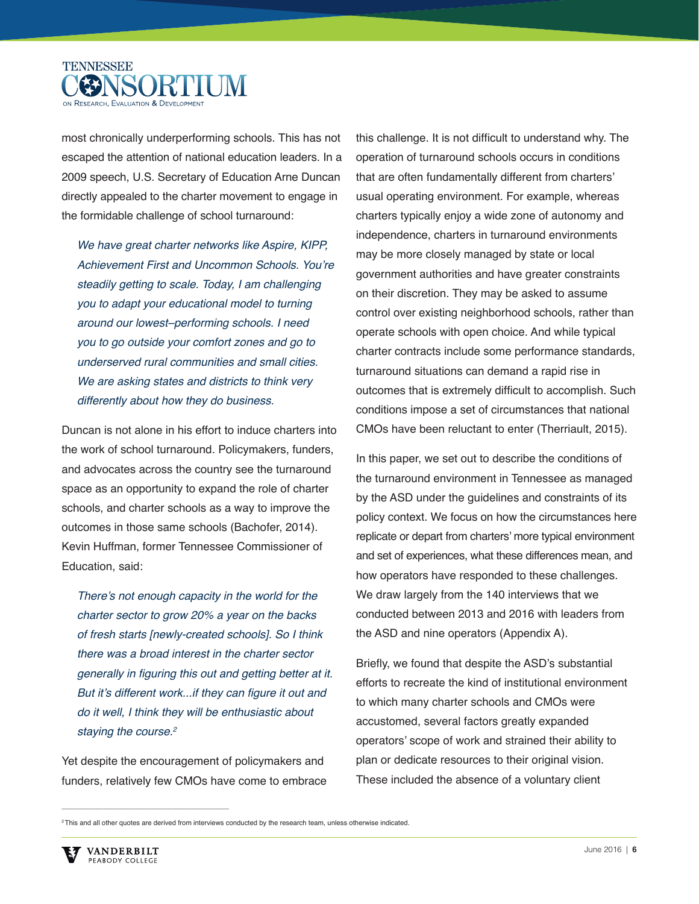most chronically underperforming schools. This has not escaped the attention of national education leaders. In a 2009 speech, U.S. Secretary of Education Arne Duncan directly appealed to the charter movement to engage in the formidable challenge of school turnaround:

> *We have great charter networks like Aspire, KIPP, Achievement First and Uncommon Schools. You're steadily getting to scale. Today, I am challenging you to adapt your educational model to turning around our lowest–performing schools. I need you to go outside your comfort zones and go to underserved rural communities and small cities. We are asking states and districts to think very differently about how they do business.*

Duncan is not alone in his effort to induce charters into the work of school turnaround. Policymakers, funders, and advocates across the country see the turnaround space as an opportunity to expand the role of charter schools, and charter schools as a way to improve the outcomes in those same schools (Bachofer, 2014). Kevin Huffman, former Tennessee Commissioner of Education, said:

> *There's not enough capacity in the world for the charter sector to grow 20% a year on the backs of fresh starts [newly-created schools]. So I think there was a broad interest in the charter sector generally in figuring this out and getting better at it. But it's different work...if they can figure it out and do it well, I think they will be enthusiastic about staying the course.*[2]

Yet despite the encouragement of policymakers and funders, relatively few CMOs have come to embrace this challenge. It is not difficult to understand why. The operation of turnaround schools occurs in conditions that are often fundamentally different from charters' usual operating environment. For example, whereas charters typically enjoy a wide zone of autonomy and independence, charters in turnaround environments may be more closely managed by state or local government authorities and have greater constraints on their discretion. They may be asked to assume control over existing neighborhood schools, rather than operate schools with open choice. And while typical charter contracts include some performance standards, turnaround situations can demand a rapid rise in outcomes that is extremely difficult to accomplish. Such conditions impose a set of circumstances that national CMOs have been reluctant to enter (Therriault, 2015).

In this paper, we set out to describe the conditions of the turnaround environment in Tennessee as managed by the ASD under the guidelines and constraints of its policy context. We focus on how the circumstances here replicate or depart from charters' more typical environment and set of experiences, what these differences mean, and how operators have responded to these challenges. We draw largely from the 140 interviews that we conducted between 2013 and 2016 with leaders from the ASD and nine operators (Appendix A).

Briefly, we found that despite the ASD's substantial efforts to recreate the kind of institutional environment to which many charter schools and CMOs were accustomed, several factors greatly expanded operators' scope of work and strained their ability to plan or dedicate resources to their original vision. These included the absence of a voluntary client

---

[2] This and all other quotes are derived from interviews conducted by the research team, unless otherwise indicated.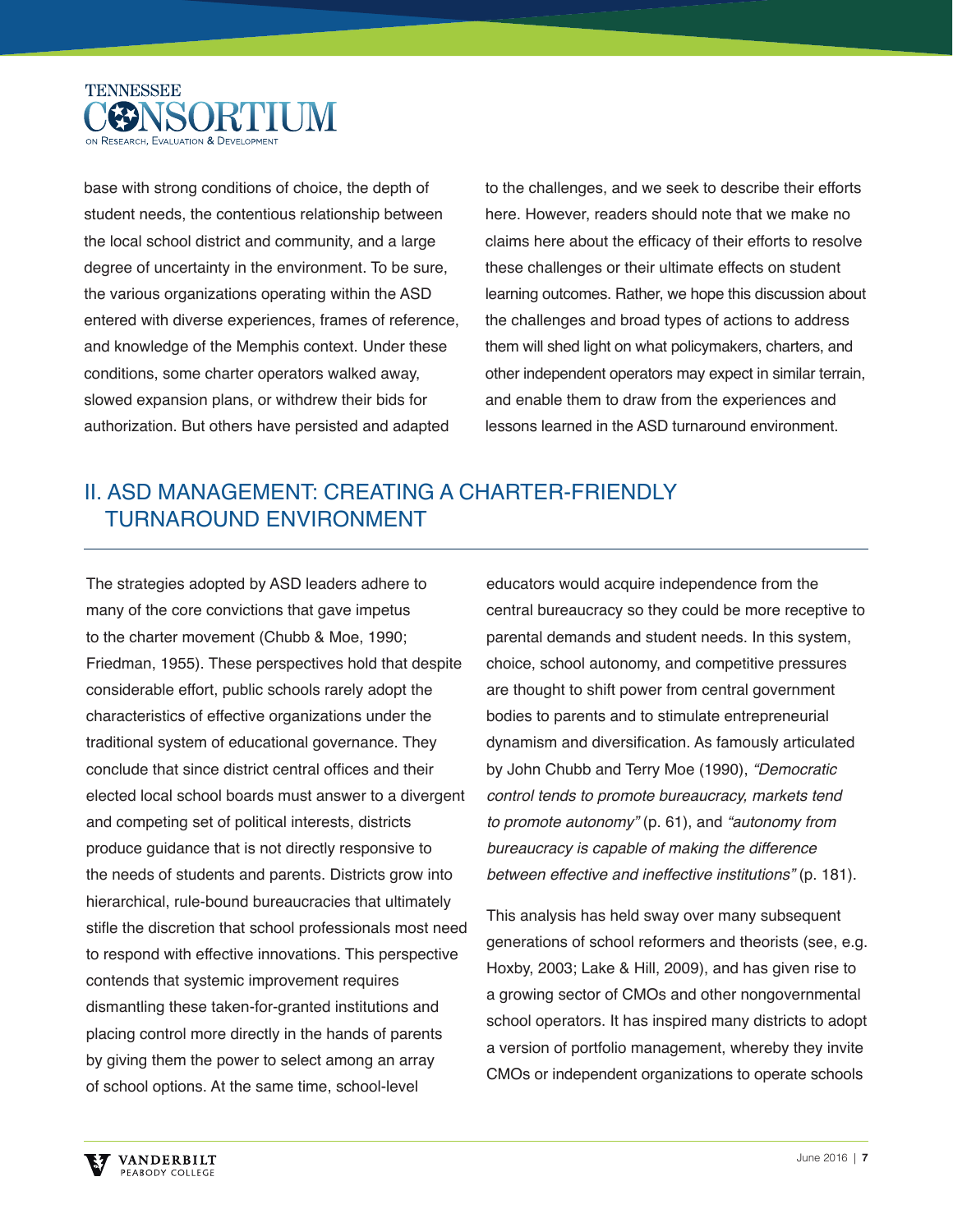base with strong conditions of choice, the depth of student needs, the contentious relationship between the local school district and community, and a large degree of uncertainty in the environment. To be sure, the various organizations operating within the ASD entered with diverse experiences, frames of reference, and knowledge of the Memphis context. Under these conditions, some charter operators walked away, slowed expansion plans, or withdrew their bids for authorization. But others have persisted and adapted to the challenges, and we seek to describe their efforts here. However, readers should note that we make no claims here about the efficacy of their efforts to resolve these challenges or their ultimate effects on student learning outcomes. Rather, we hope this discussion about the challenges and broad types of actions to address them will shed light on what policymakers, charters, and other independent operators may expect in similar terrain, and enable them to draw from the experiences and lessons learned in the ASD turnaround environment.

## II. ASD MANAGEMENT: CREATING A CHARTER-FRIENDLY TURNAROUND ENVIRONMENT

The strategies adopted by ASD leaders adhere to many of the core convictions that gave impetus to the charter movement (Chubb & Moe, 1990; Friedman, 1955). These perspectives hold that despite considerable effort, public schools rarely adopt the characteristics of effective organizations under the traditional system of educational governance. They conclude that since district central offices and their elected local school boards must answer to a divergent and competing set of political interests, districts produce guidance that is not directly responsive to the needs of students and parents. Districts grow into hierarchical, rule-bound bureaucracies that ultimately stifle the discretion that school professionals most need to respond with effective innovations. This perspective contends that systemic improvement requires dismantling these taken-for-granted institutions and placing control more directly in the hands of parents by giving them the power to select among an array of school options. At the same time, school-level educators would acquire independence from the central bureaucracy so they could be more receptive to parental demands and student needs. In this system, choice, school autonomy, and competitive pressures are thought to shift power from central government bodies to parents and to stimulate entrepreneurial dynamism and diversification. As famously articulated by John Chubb and Terry Moe (1990), *"Democratic control tends to promote bureaucracy, markets tend to promote autonomy"* (p. 61), and *"autonomy from bureaucracy is capable of making the difference between effective and ineffective institutions"* (p. 181).

This analysis has held sway over many subsequent generations of school reformers and theorists (see, e.g. Hoxby, 2003; Lake & Hill, 2009), and has given rise to a growing sector of CMOs and other nongovernmental school operators. It has inspired many districts to adopt a version of portfolio management, whereby they invite CMOs or independent organizations to operate schools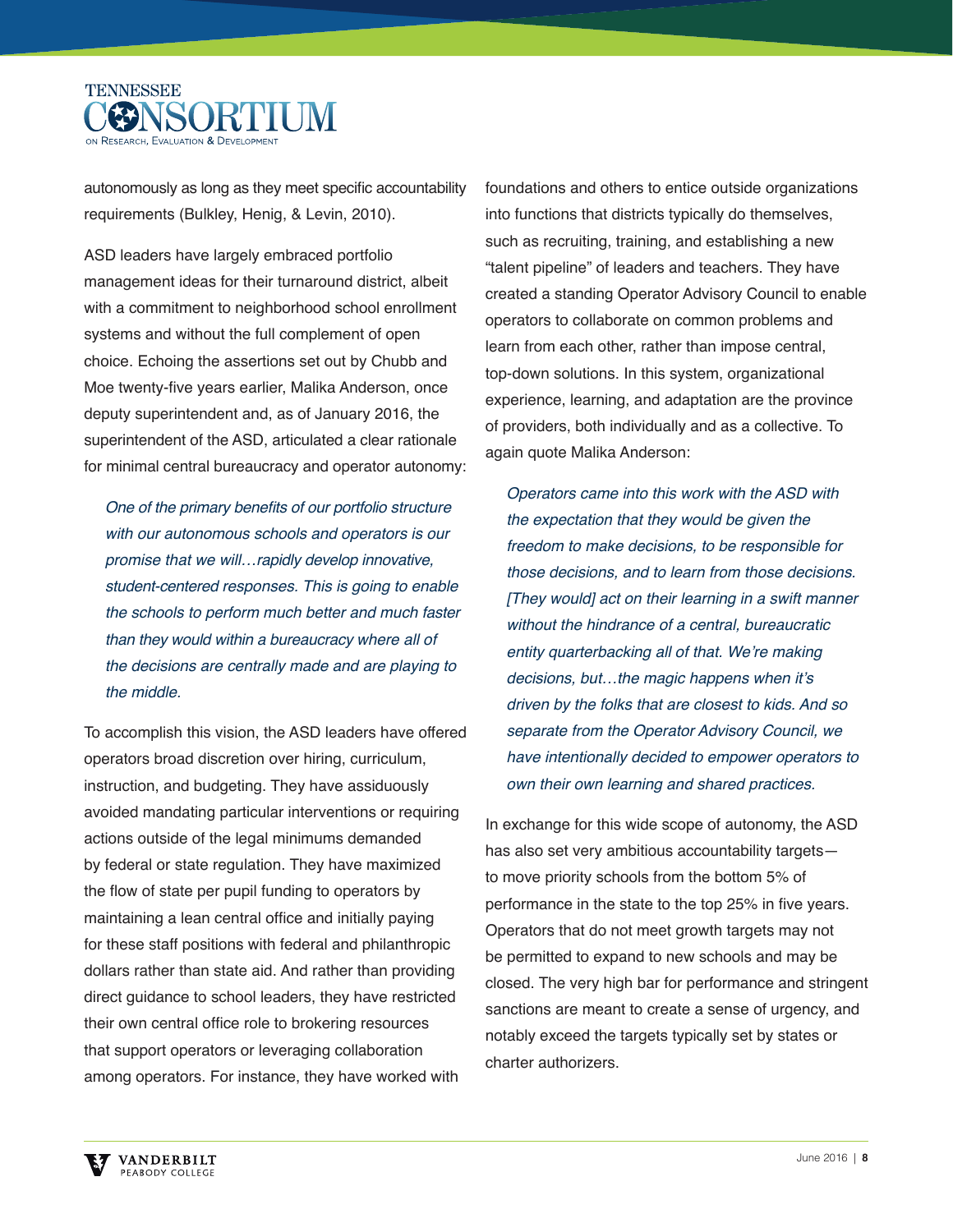autonomously as long as they meet specific accountability requirements (Bulkley, Henig, & Levin, 2010).

ASD leaders have largely embraced portfolio management ideas for their turnaround district, albeit with a commitment to neighborhood school enrollment systems and without the full complement of open choice. Echoing the assertions set out by Chubb and Moe twenty-five years earlier, Malika Anderson, once deputy superintendent and, as of January 2016, the superintendent of the ASD, articulated a clear rationale for minimal central bureaucracy and operator autonomy:

> *One of the primary benefits of our portfolio structure with our autonomous schools and operators is our promise that we will…rapidly develop innovative, student-centered responses. This is going to enable the schools to perform much better and much faster than they would within a bureaucracy where all of the decisions are centrally made and are playing to the middle.*

To accomplish this vision, the ASD leaders have offered operators broad discretion over hiring, curriculum, instruction, and budgeting. They have assiduously avoided mandating particular interventions or requiring actions outside of the legal minimums demanded by federal or state regulation. They have maximized the flow of state per pupil funding to operators by maintaining a lean central office and initially paying for these staff positions with federal and philanthropic dollars rather than state aid. And rather than providing direct guidance to school leaders, they have restricted their own central office role to brokering resources that support operators or leveraging collaboration among operators. For instance, they have worked with foundations and others to entice outside organizations into functions that districts typically do themselves, such as recruiting, training, and establishing a new "talent pipeline" of leaders and teachers. They have created a standing Operator Advisory Council to enable operators to collaborate on common problems and learn from each other, rather than impose central, top-down solutions. In this system, organizational experience, learning, and adaptation are the province of providers, both individually and as a collective. To again quote Malika Anderson:

> *Operators came into this work with the ASD with the expectation that they would be given the freedom to make decisions, to be responsible for those decisions, and to learn from those decisions. [They would] act on their learning in a swift manner without the hindrance of a central, bureaucratic entity quarterbacking all of that. We're making decisions, but…the magic happens when it's driven by the folks that are closest to kids. And so separate from the Operator Advisory Council, we have intentionally decided to empower operators to own their own learning and shared practices.*

In exchange for this wide scope of autonomy, the ASD has also set very ambitious accountability targets—to move priority schools from the bottom 5% of performance in the state to the top 25% in five years. Operators that do not meet growth targets may not be permitted to expand to new schools and may be closed. The very high bar for performance and stringent sanctions are meant to create a sense of urgency, and notably exceed the targets typically set by states or charter authorizers.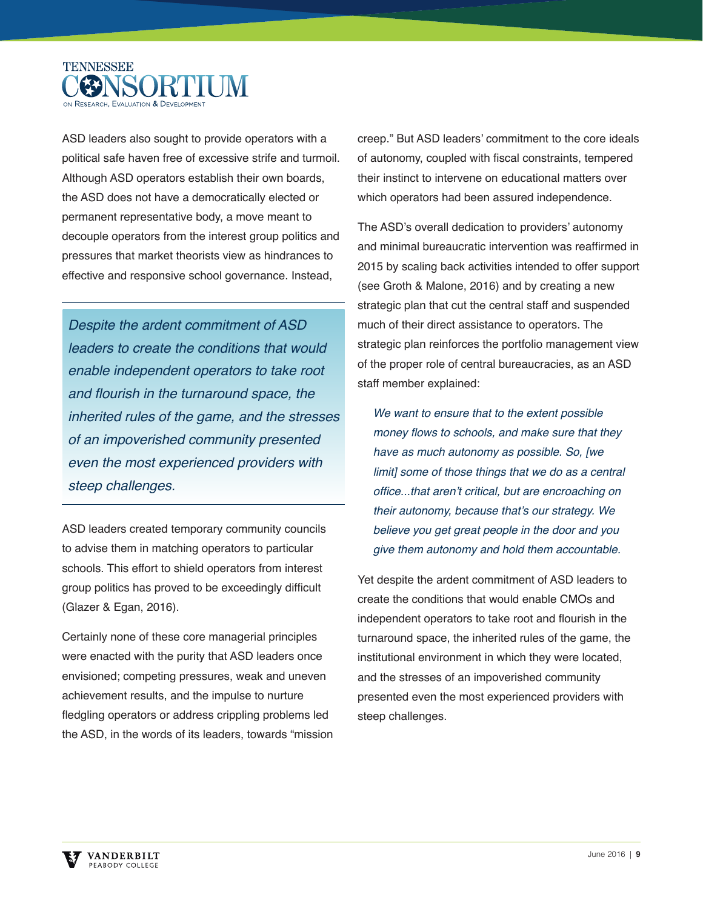ASD leaders also sought to provide operators with a political safe haven free of excessive strife and turmoil. Although ASD operators establish their own boards, the ASD does not have a democratically elected or permanent representative body, a move meant to decouple operators from the interest group politics and pressures that market theorists view as hindrances to effective and responsive school governance. Instead, ASD leaders created temporary community councils to advise them in matching operators to particular schools. This effort to shield operators from interest group politics has proved to be exceedingly difficult (Glazer & Egan, 2016).

> *Despite the ardent commitment of ASD leaders to create the conditions that would enable independent operators to take root and flourish in the turnaround space, the inherited rules of the game, and the stresses of an impoverished community presented even the most experienced providers with steep challenges.*

Certainly none of these core managerial principles were enacted with the purity that ASD leaders once envisioned; competing pressures, weak and uneven achievement results, and the impulse to nurture fledgling operators or address crippling problems led the ASD, in the words of its leaders, towards "mission creep." But ASD leaders' commitment to the core ideals of autonomy, coupled with fiscal constraints, tempered their instinct to intervene on educational matters over which operators had been assured independence.

The ASD's overall dedication to providers' autonomy and minimal bureaucratic intervention was reaffirmed in 2015 by scaling back activities intended to offer support (see Groth & Malone, 2016) and by creating a new strategic plan that cut the central staff and suspended much of their direct assistance to operators. The strategic plan reinforces the portfolio management view of the proper role of central bureaucracies, as an ASD staff member explained:

> *We want to ensure that to the extent possible money flows to schools, and make sure that they have as much autonomy as possible. So, [we limit] some of those things that we do as a central office...that aren't critical, but are encroaching on their autonomy, because that's our strategy. We believe you get great people in the door and you give them autonomy and hold them accountable.*

Yet despite the ardent commitment of ASD leaders to create the conditions that would enable CMOs and independent operators to take root and flourish in the turnaround space, the inherited rules of the game, the institutional environment in which they were located, and the stresses of an impoverished community presented even the most experienced providers with steep challenges.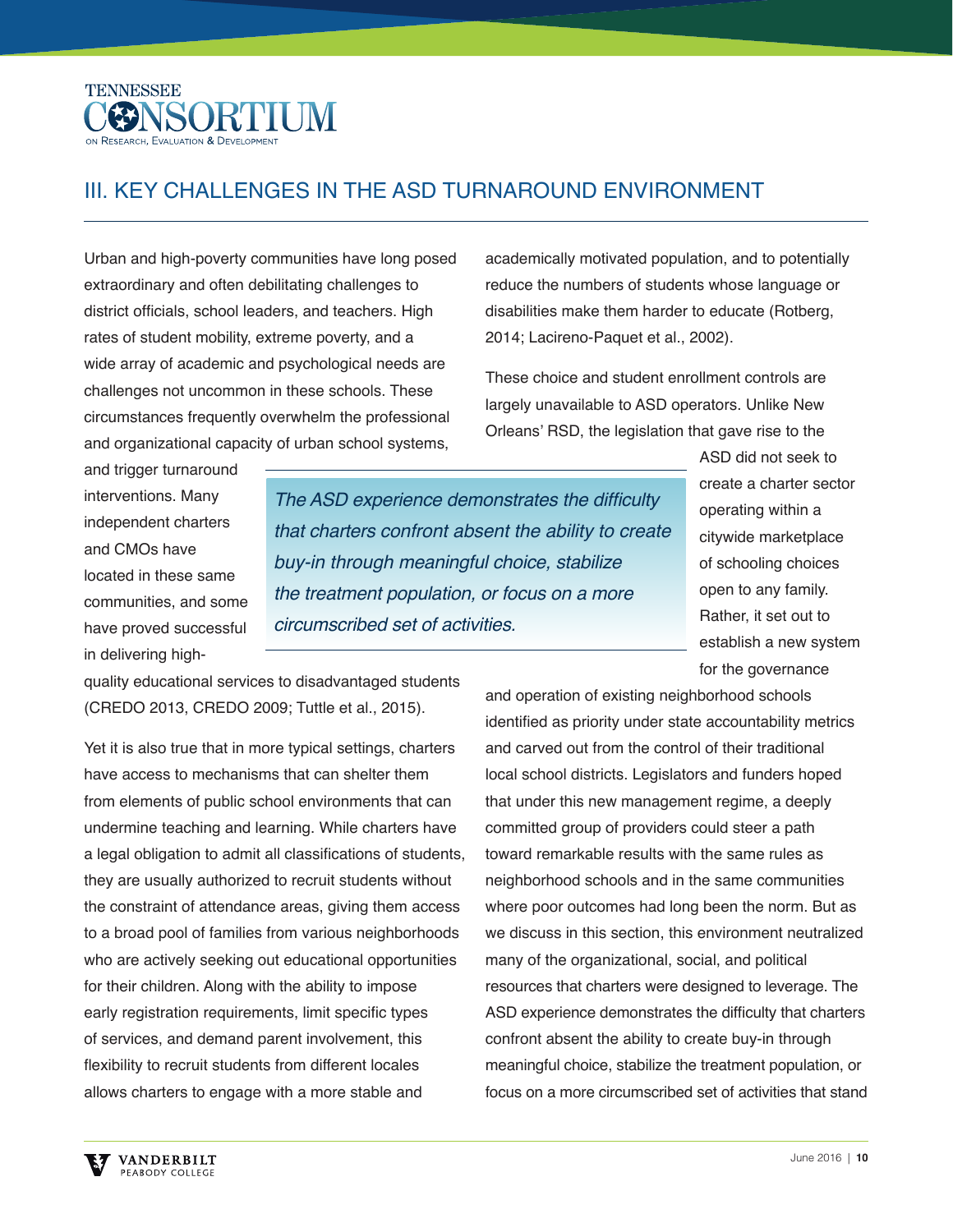## III. KEY CHALLENGES IN THE ASD TURNAROUND ENVIRONMENT

Urban and high-poverty communities have long posed extraordinary and often debilitating challenges to district officials, school leaders, and teachers. High rates of student mobility, extreme poverty, and a wide array of academic and psychological needs are challenges not uncommon in these schools. These circumstances frequently overwhelm the professional and organizational capacity of urban school systems, and trigger turnaround interventions. Many independent charters and CMOs have located in these same communities, and some have proved successful in delivering high-quality educational services to disadvantaged students (CREDO 2013, CREDO 2009; Tuttle et al., 2015).

> *The ASD experience demonstrates the difficulty that charters confront absent the ability to create buy-in through meaningful choice, stabilize the treatment population, or focus on a more circumscribed set of activities.*

Yet it is also true that in more typical settings, charters have access to mechanisms that can shelter them from elements of public school environments that can undermine teaching and learning. While charters have a legal obligation to admit all classifications of students, they are usually authorized to recruit students without the constraint of attendance areas, giving them access to a broad pool of families from various neighborhoods who are actively seeking out educational opportunities for their children. Along with the ability to impose early registration requirements, limit specific types of services, and demand parent involvement, this flexibility to recruit students from different locales allows charters to engage with a more stable and academically motivated population, and to potentially reduce the numbers of students whose language or disabilities make them harder to educate (Rotberg, 2014; Lacireno-Paquet et al., 2002).

These choice and student enrollment controls are largely unavailable to ASD operators. Unlike New Orleans' RSD, the legislation that gave rise to the ASD did not seek to create a charter sector operating within a citywide marketplace of schooling choices open to any family. Rather, it set out to establish a new system for the governance and operation of existing neighborhood schools identified as priority under state accountability metrics and carved out from the control of their traditional local school districts. Legislators and funders hoped that under this new management regime, a deeply committed group of providers could steer a path toward remarkable results with the same rules as neighborhood schools and in the same communities where poor outcomes had long been the norm. But as we discuss in this section, this environment neutralized many of the organizational, social, and political resources that charters were designed to leverage. The ASD experience demonstrates the difficulty that charters confront absent the ability to create buy-in through meaningful choice, stabilize the treatment population, or focus on a more circumscribed set of activities that stand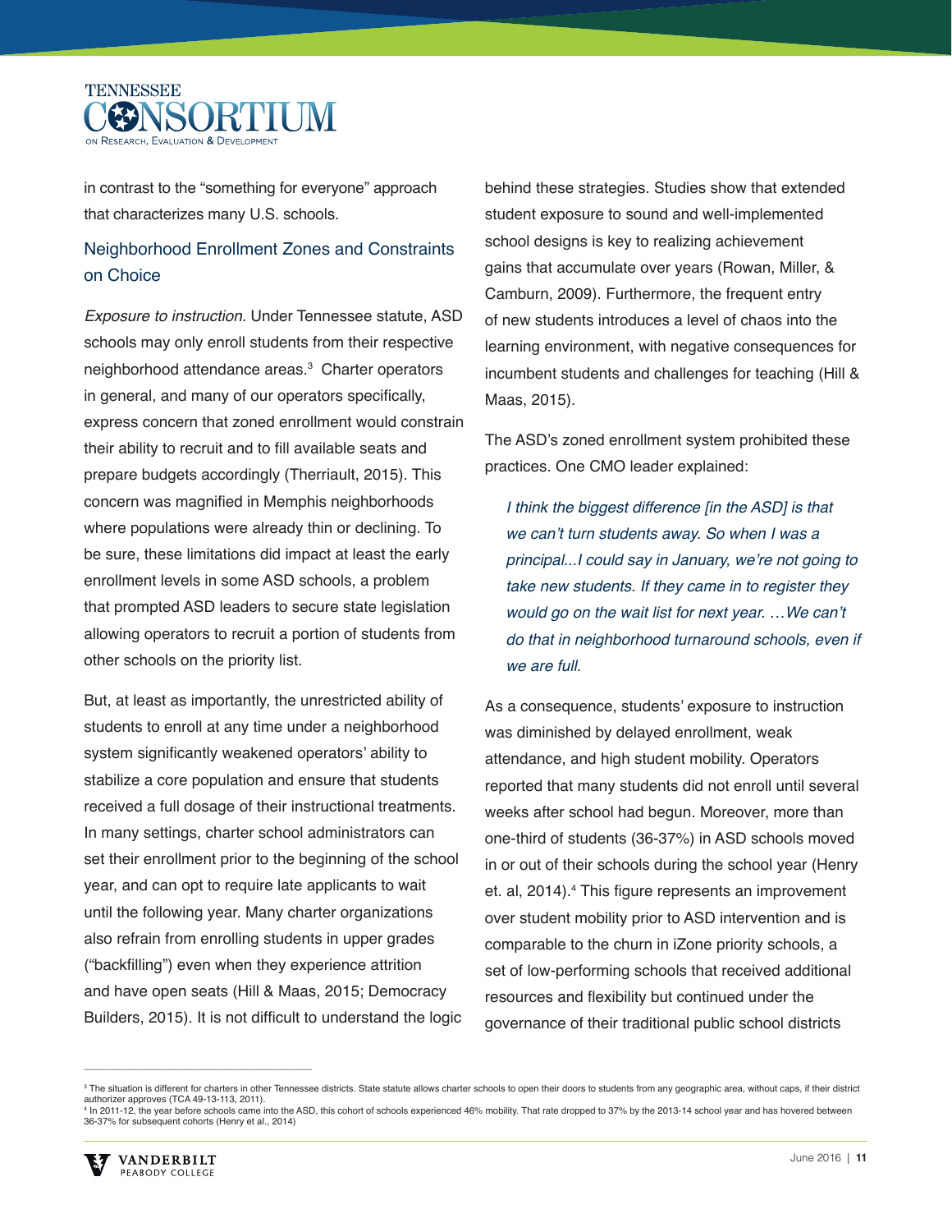in contrast to the "something for everyone" approach that characterizes many U.S. schools.

### Neighborhood Enrollment Zones and Constraints on Choice

*Exposure to instruction.* Under Tennessee statute, ASD schools may only enroll students from their respective neighborhood attendance areas.[3] Charter operators in general, and many of our operators specifically, express concern that zoned enrollment would constrain their ability to recruit and to fill available seats and prepare budgets accordingly (Therriault, 2015). This concern was magnified in Memphis neighborhoods where populations were already thin or declining. To be sure, these limitations did impact at least the early enrollment levels in some ASD schools, a problem that prompted ASD leaders to secure state legislation allowing operators to recruit a portion of students from other schools on the priority list.

But, at least as importantly, the unrestricted ability of students to enroll at any time under a neighborhood system significantly weakened operators' ability to stabilize a core population and ensure that students received a full dosage of their instructional treatments. In many settings, charter school administrators can set their enrollment prior to the beginning of the school year, and can opt to require late applicants to wait until the following year. Many charter organizations also refrain from enrolling students in upper grades ("backfilling") even when they experience attrition and have open seats (Hill & Maas, 2015; Democracy Builders, 2015). It is not difficult to understand the logic behind these strategies. Studies show that extended student exposure to sound and well-implemented school designs is key to realizing achievement gains that accumulate over years (Rowan, Miller, & Camburn, 2009). Furthermore, the frequent entry of new students introduces a level of chaos into the learning environment, with negative consequences for incumbent students and challenges for teaching (Hill & Maas, 2015).

The ASD's zoned enrollment system prohibited these practices. One CMO leader explained:

> *I think the biggest difference [in the ASD] is that we can't turn students away. So when I was a principal...I could say in January, we're not going to take new students. If they came in to register they would go on the wait list for next year. …We can't do that in neighborhood turnaround schools, even if we are full.*

As a consequence, students' exposure to instruction was diminished by delayed enrollment, weak attendance, and high student mobility. Operators reported that many students did not enroll until several weeks after school had begun. Moreover, more than one-third of students (36-37%) in ASD schools moved in or out of their schools during the school year (Henry et. al, 2014).[4] This figure represents an improvement over student mobility prior to ASD intervention and is comparable to the churn in iZone priority schools, a set of low-performing schools that received additional resources and flexibility but continued under the governance of their traditional public school districts

---

[3] The situation is different for charters in other Tennessee districts. State statute allows charter schools to open their doors to students from any geographic area, without caps, if their district authorizer approves (TCA 49-13-113, 2011).

[4] In 2011-12, the year before schools came into the ASD, this cohort of schools experienced 46% mobility. That rate dropped to 37% by the 2013-14 school year and has hovered between 36-37% for subsequent cohorts (Henry et al., 2014)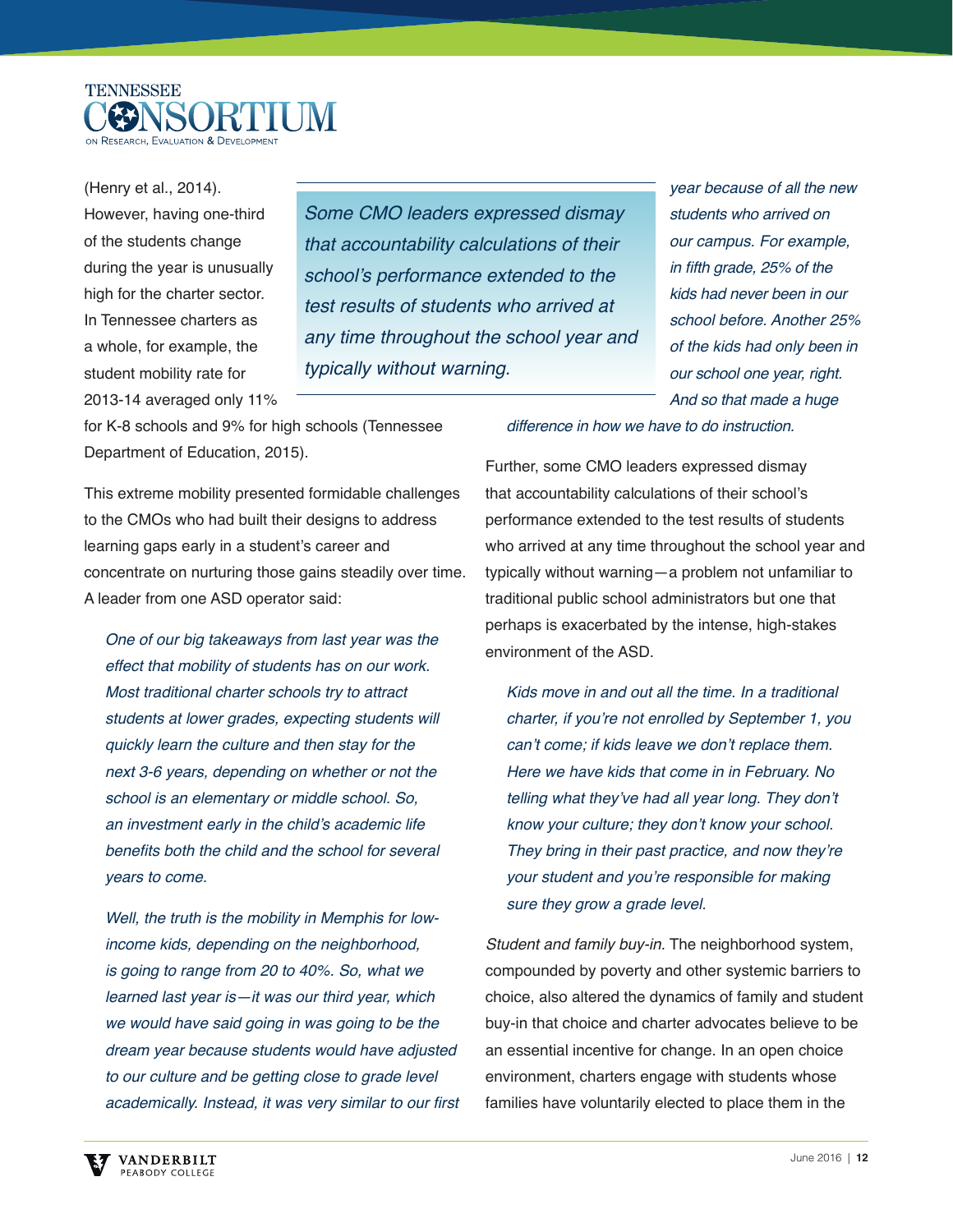(Henry et al., 2014). However, having one-third of the students change during the year is unusually high for the charter sector. In Tennessee charters as a whole, for example, the student mobility rate for 2013-14 averaged only 11% for K-8 schools and 9% for high schools (Tennessee Department of Education, 2015).

> *Some CMO leaders expressed dismay that accountability calculations of their school's performance extended to the test results of students who arrived at any time throughout the school year and typically without warning.*

This extreme mobility presented formidable challenges to the CMOs who had built their designs to address learning gaps early in a student's career and concentrate on nurturing those gains steadily over time. A leader from one ASD operator said:

> *One of our big takeaways from last year was the effect that mobility of students has on our work. Most traditional charter schools try to attract students at lower grades, expecting students will quickly learn the culture and then stay for the next 3-6 years, depending on whether or not the school is an elementary or middle school. So, an investment early in the child's academic life benefits both the child and the school for several years to come.*
>
> *Well, the truth is the mobility in Memphis for low-income kids, depending on the neighborhood, is going to range from 20 to 40%. So, what we learned last year is—it was our third year, which we would have said going in was going to be the dream year because students would have adjusted to our culture and be getting close to grade level academically. Instead, it was very similar to our first year because of all the new students who arrived on our campus. For example, in fifth grade, 25% of the kids had never been in our school before. Another 25% of the kids had only been in our school one year, right. And so that made a huge difference in how we have to do instruction.*

Further, some CMO leaders expressed dismay that accountability calculations of their school's performance extended to the test results of students who arrived at any time throughout the school year and typically without warning—a problem not unfamiliar to traditional public school administrators but one that perhaps is exacerbated by the intense, high-stakes environment of the ASD.

> *Kids move in and out all the time. In a traditional charter, if you're not enrolled by September 1, you can't come; if kids leave we don't replace them. Here we have kids that come in in February. No telling what they've had all year long. They don't know your culture; they don't know your school. They bring in their past practice, and now they're your student and you're responsible for making sure they grow a grade level.*

*Student and family buy-in.* The neighborhood system, compounded by poverty and other systemic barriers to choice, also altered the dynamics of family and student buy-in that choice and charter advocates believe to be an essential incentive for change. In an open choice environment, charters engage with students whose families have voluntarily elected to place them in the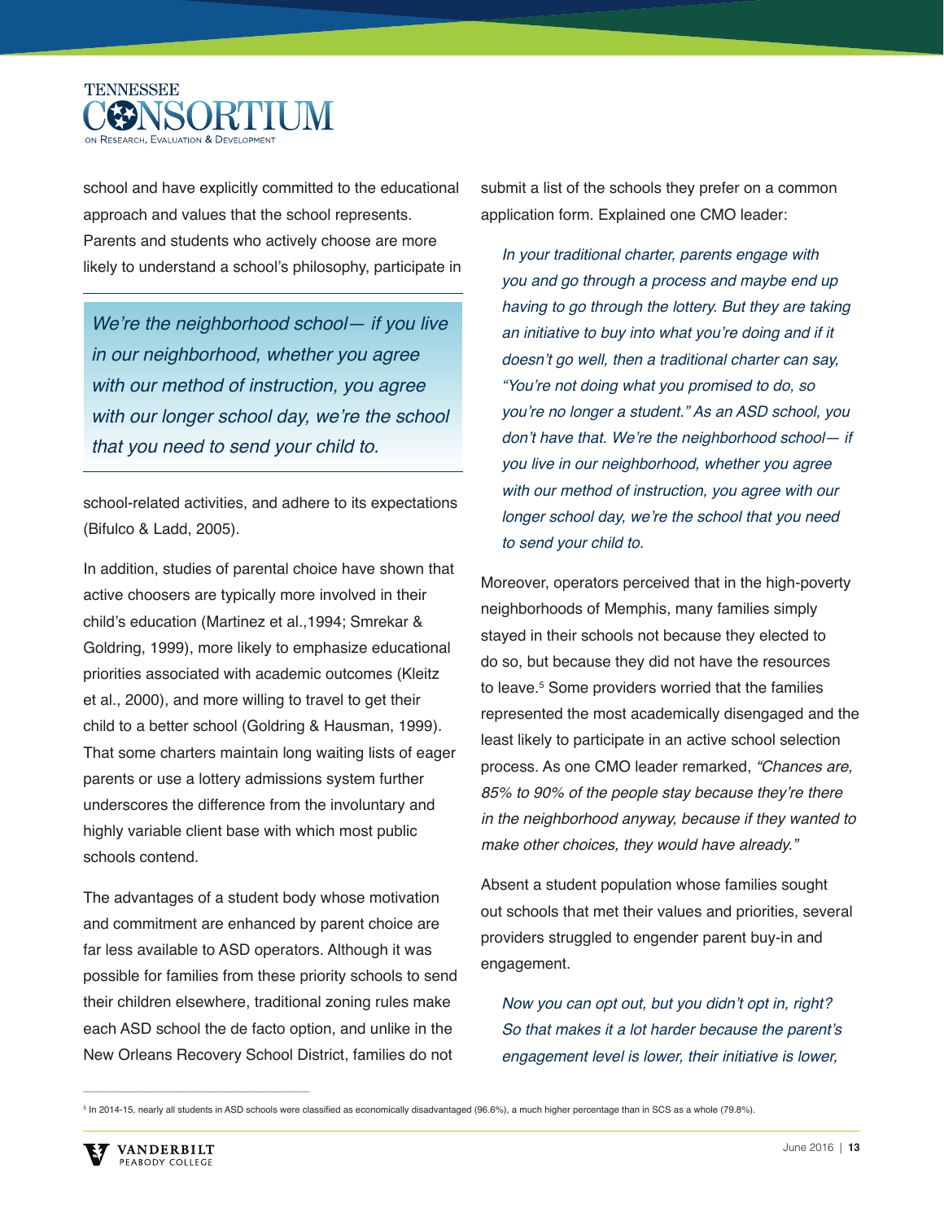school and have explicitly committed to the educational approach and values that the school represents. Parents and students who actively choose are more likely to understand a school's philosophy, participate in school-related activities, and adhere to its expectations (Bifulco & Ladd, 2005).

> *We're the neighborhood school— if you live in our neighborhood, whether you agree with our method of instruction, you agree with our longer school day, we're the school that you need to send your child to.*

In addition, studies of parental choice have shown that active choosers are typically more involved in their child's education (Martinez et al.,1994; Smrekar & Goldring, 1999), more likely to emphasize educational priorities associated with academic outcomes (Kleitz et al., 2000), and more willing to travel to get their child to a better school (Goldring & Hausman, 1999). That some charters maintain long waiting lists of eager parents or use a lottery admissions system further underscores the difference from the involuntary and highly variable client base with which most public schools contend.

The advantages of a student body whose motivation and commitment are enhanced by parent choice are far less available to ASD operators. Although it was possible for families from these priority schools to send their children elsewhere, traditional zoning rules make each ASD school the de facto option, and unlike in the New Orleans Recovery School District, families do not submit a list of the schools they prefer on a common application form. Explained one CMO leader:

> *In your traditional charter, parents engage with you and go through a process and maybe end up having to go through the lottery. But they are taking an initiative to buy into what you're doing and if it doesn't go well, then a traditional charter can say, "You're not doing what you promised to do, so you're no longer a student." As an ASD school, you don't have that. We're the neighborhood school— if you live in our neighborhood, whether you agree with our method of instruction, you agree with our longer school day, we're the school that you need to send your child to.*

Moreover, operators perceived that in the high-poverty neighborhoods of Memphis, many families simply stayed in their schools not because they elected to do so, but because they did not have the resources to leave.[5] Some providers worried that the families represented the most academically disengaged and the least likely to participate in an active school selection process. As one CMO leader remarked, *"Chances are, 85% to 90% of the people stay because they're there in the neighborhood anyway, because if they wanted to make other choices, they would have already."*

Absent a student population whose families sought out schools that met their values and priorities, several providers struggled to engender parent buy-in and engagement.

> *Now you can opt out, but you didn't opt in, right? So that makes it a lot harder because the parent's engagement level is lower, their initiative is lower,*

[5] In 2014-15, nearly all students in ASD schools were classified as economically disadvantaged (96.6%), a much higher percentage than in SCS as a whole (79.8%).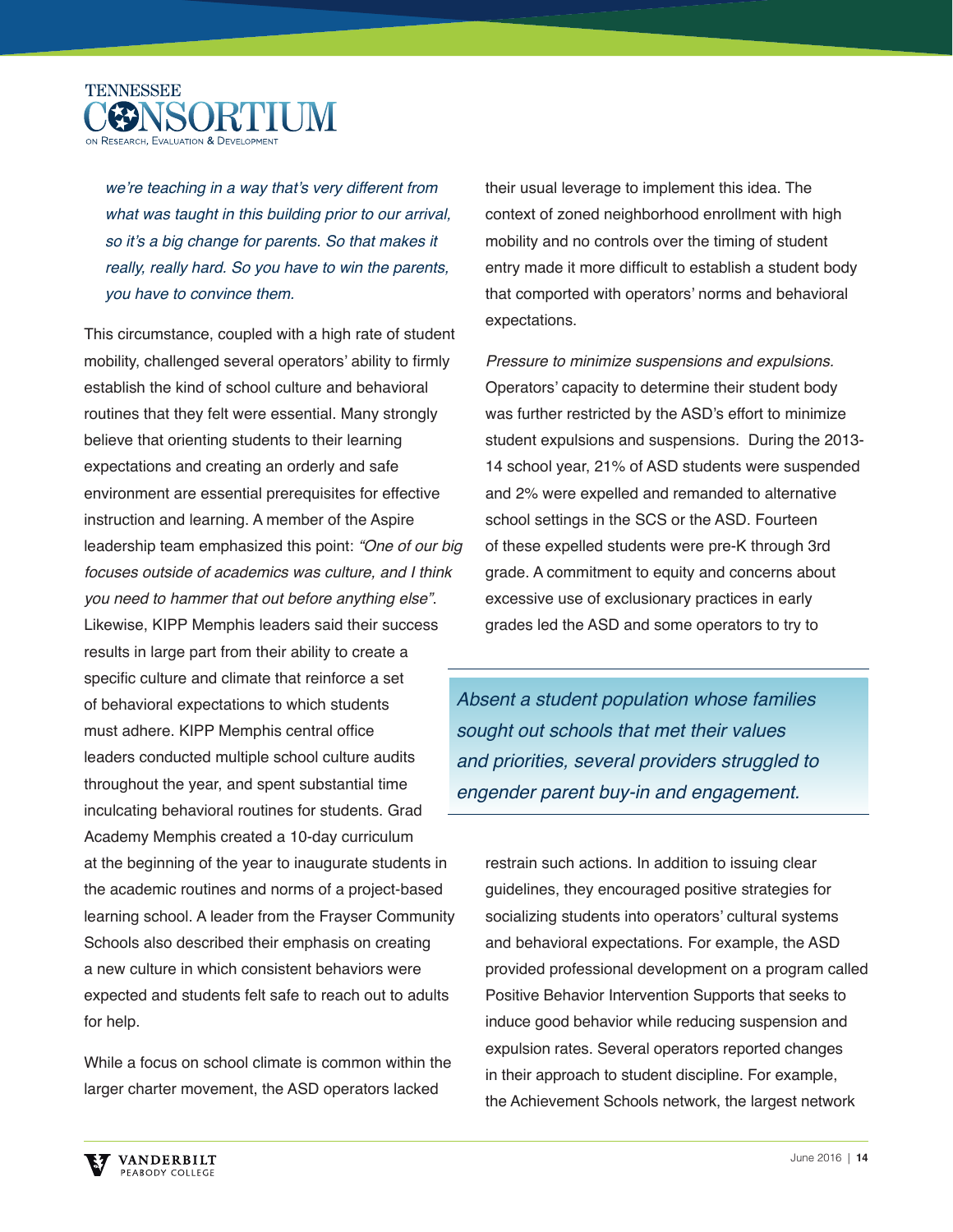*we're teaching in a way that's very different from what was taught in this building prior to our arrival, so it's a big change for parents. So that makes it really, really hard. So you have to win the parents, you have to convince them.*

This circumstance, coupled with a high rate of student mobility, challenged several operators' ability to firmly establish the kind of school culture and behavioral routines that they felt were essential. Many strongly believe that orienting students to their learning expectations and creating an orderly and safe environment are essential prerequisites for effective instruction and learning. A member of the Aspire leadership team emphasized this point: *"One of our big focuses outside of academics was culture, and I think you need to hammer that out before anything else".* Likewise, KIPP Memphis leaders said their success results in large part from their ability to create a specific culture and climate that reinforce a set of behavioral expectations to which students must adhere. KIPP Memphis central office leaders conducted multiple school culture audits throughout the year, and spent substantial time inculcating behavioral routines for students. Grad Academy Memphis created a 10-day curriculum at the beginning of the year to inaugurate students in the academic routines and norms of a project-based learning school. A leader from the Frayser Community Schools also described their emphasis on creating a new culture in which consistent behaviors were expected and students felt safe to reach out to adults for help.

While a focus on school climate is common within the larger charter movement, the ASD operators lacked their usual leverage to implement this idea. The context of zoned neighborhood enrollment with high mobility and no controls over the timing of student entry made it more difficult to establish a student body that comported with operators' norms and behavioral expectations.

*Pressure to minimize suspensions and expulsions.* Operators' capacity to determine their student body was further restricted by the ASD's effort to minimize student expulsions and suspensions. During the 2013-14 school year, 21% of ASD students were suspended and 2% were expelled and remanded to alternative school settings in the SCS or the ASD. Fourteen of these expelled students were pre-K through 3rd grade. A commitment to equity and concerns about excessive use of exclusionary practices in early grades led the ASD and some operators to try to restrain such actions. In addition to issuing clear guidelines, they encouraged positive strategies for socializing students into operators' cultural systems and behavioral expectations. For example, the ASD provided professional development on a program called Positive Behavior Intervention Supports that seeks to induce good behavior while reducing suspension and expulsion rates. Several operators reported changes in their approach to student discipline. For example, the Achievement Schools network, the largest network

> *Absent a student population whose families sought out schools that met their values and priorities, several providers struggled to engender parent buy-in and engagement.*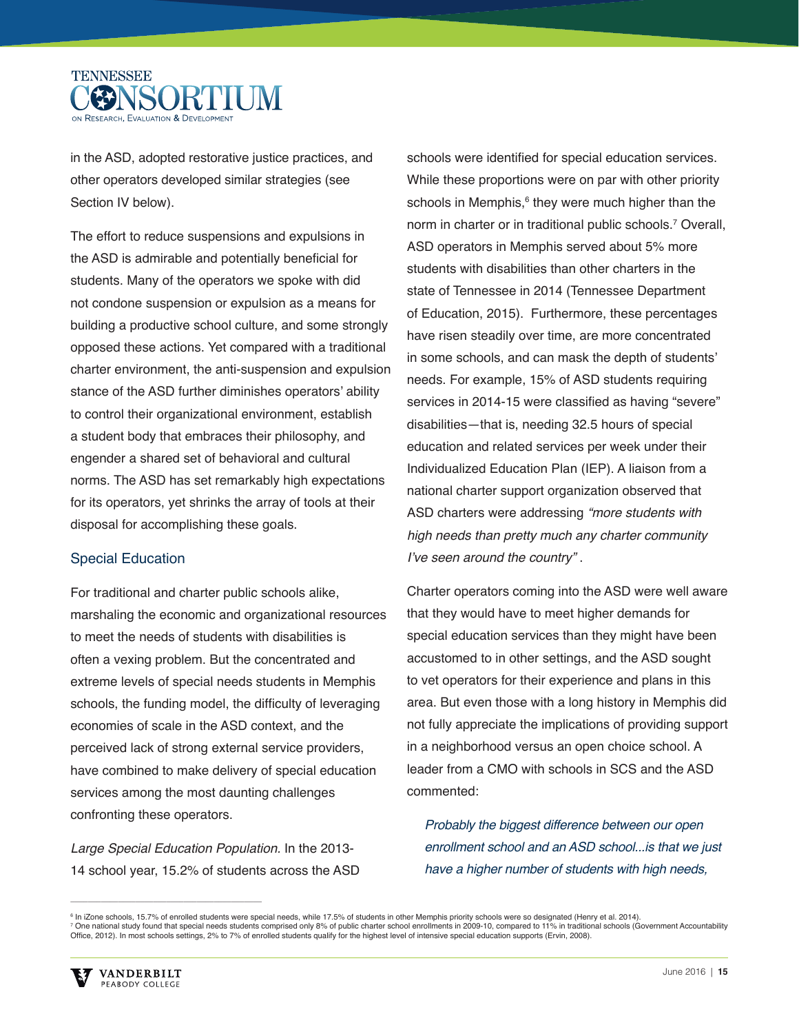in the ASD, adopted restorative justice practices, and other operators developed similar strategies (see Section IV below).

The effort to reduce suspensions and expulsions in the ASD is admirable and potentially beneficial for students. Many of the operators we spoke with did not condone suspension or expulsion as a means for building a productive school culture, and some strongly opposed these actions. Yet compared with a traditional charter environment, the anti-suspension and expulsion stance of the ASD further diminishes operators' ability to control their organizational environment, establish a student body that embraces their philosophy, and engender a shared set of behavioral and cultural norms. The ASD has set remarkably high expectations for its operators, yet shrinks the array of tools at their disposal for accomplishing these goals.

### Special Education

For traditional and charter public schools alike, marshaling the economic and organizational resources to meet the needs of students with disabilities is often a vexing problem. But the concentrated and extreme levels of special needs students in Memphis schools, the funding model, the difficulty of leveraging economies of scale in the ASD context, and the perceived lack of strong external service providers, have combined to make delivery of special education services among the most daunting challenges confronting these operators.

*Large Special Education Population.* In the 2013-14 school year, 15.2% of students across the ASD schools were identified for special education services. While these proportions were on par with other priority schools in Memphis,[6] they were much higher than the norm in charter or in traditional public schools.[7] Overall, ASD operators in Memphis served about 5% more students with disabilities than other charters in the state of Tennessee in 2014 (Tennessee Department of Education, 2015). Furthermore, these percentages have risen steadily over time, are more concentrated in some schools, and can mask the depth of students' needs. For example, 15% of ASD students requiring services in 2014-15 were classified as having "severe" disabilities—that is, needing 32.5 hours of special education and related services per week under their Individualized Education Plan (IEP). A liaison from a national charter support organization observed that ASD charters were addressing *"more students with high needs than pretty much any charter community I've seen around the country"*.

Charter operators coming into the ASD were well aware that they would have to meet higher demands for special education services than they might have been accustomed to in other settings, and the ASD sought to vet operators for their experience and plans in this area. But even those with a long history in Memphis did not fully appreciate the implications of providing support in a neighborhood versus an open choice school. A leader from a CMO with schools in SCS and the ASD commented:

> *Probably the biggest difference between our open enrollment school and an ASD school...is that we just have a higher number of students with high needs,*

---

[6] In iZone schools, 15.7% of enrolled students were special needs, while 17.5% of students in other Memphis priority schools were so designated (Henry et al. 2014).

[7] One national study found that special needs students comprised only 8% of public charter school enrollments in 2009-10, compared to 11% in traditional schools (Government Accountability Office, 2012). In most schools settings, 2% to 7% of enrolled students qualify for the highest level of intensive special education supports (Ervin, 2008).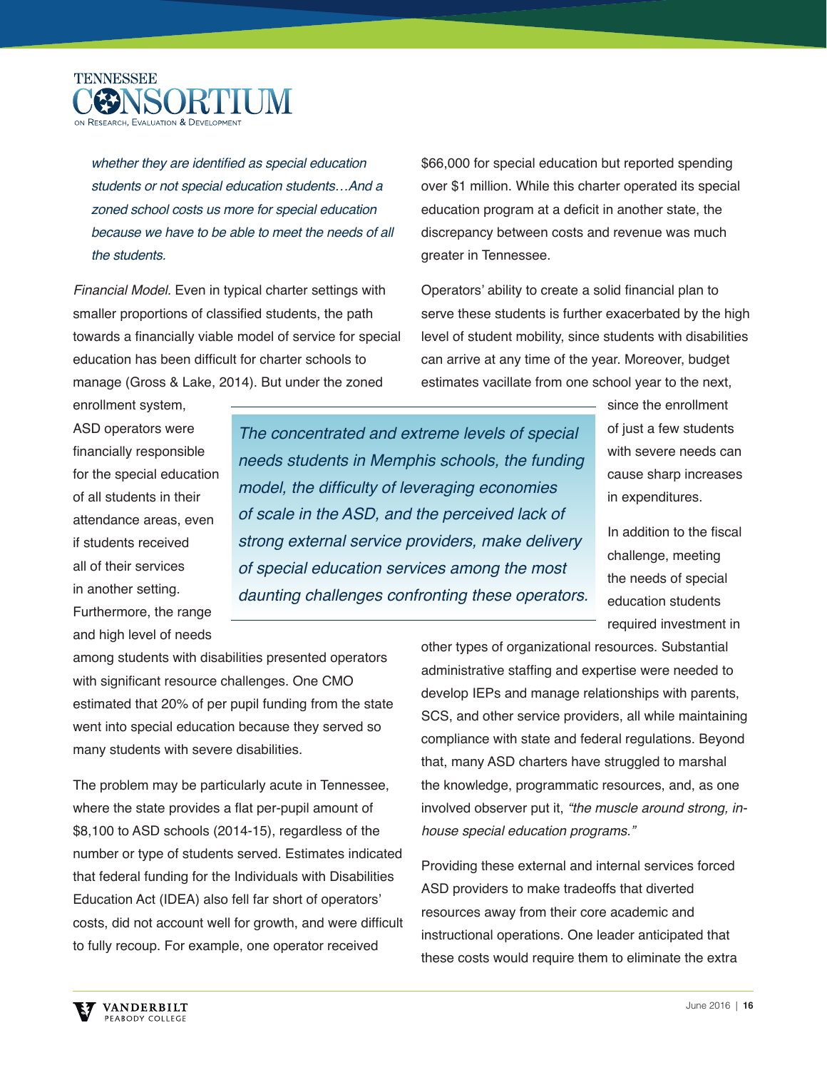*whether they are identified as special education students or not special education students…And a zoned school costs us more for special education because we have to be able to meet the needs of all the students.*

*Financial Model.* Even in typical charter settings with smaller proportions of classified students, the path towards a financially viable model of service for special education has been difficult for charter schools to manage (Gross & Lake, 2014). But under the zoned enrollment system, ASD operators were financially responsible for the special education of all students in their attendance areas, even if students received all of their services in another setting. Furthermore, the range and high level of needs among students with disabilities presented operators with significant resource challenges. One CMO estimated that 20% of per pupil funding from the state went into special education because they served so many students with severe disabilities.

> *The concentrated and extreme levels of special needs students in Memphis schools, the funding model, the difficulty of leveraging economies of scale in the ASD, and the perceived lack of strong external service providers, make delivery of special education services among the most daunting challenges confronting these operators.*

The problem may be particularly acute in Tennessee, where the state provides a flat per-pupil amount of $8,100 to ASD schools (2014-15), regardless of the number or type of students served. Estimates indicated that federal funding for the Individuals with Disabilities Education Act (IDEA) also fell far short of operators' costs, did not account well for growth, and were difficult to fully recoup. For example, one operator received $66,000 for special education but reported spending over $1 million. While this charter operated its special education program at a deficit in another state, the discrepancy between costs and revenue was much greater in Tennessee.

Operators' ability to create a solid financial plan to serve these students is further exacerbated by the high level of student mobility, since students with disabilities can arrive at any time of the year. Moreover, budget estimates vacillate from one school year to the next, since the enrollment of just a few students with severe needs can cause sharp increases in expenditures.

In addition to the fiscal challenge, meeting the needs of special education students required investment in other types of organizational resources. Substantial administrative staffing and expertise were needed to develop IEPs and manage relationships with parents, SCS, and other service providers, all while maintaining compliance with state and federal regulations. Beyond that, many ASD charters have struggled to marshal the knowledge, programmatic resources, and, as one involved observer put it, *"the muscle around strong, in-house special education programs."*

Providing these external and internal services forced ASD providers to make tradeoffs that diverted resources away from their core academic and instructional operations. One leader anticipated that these costs would require them to eliminate the extra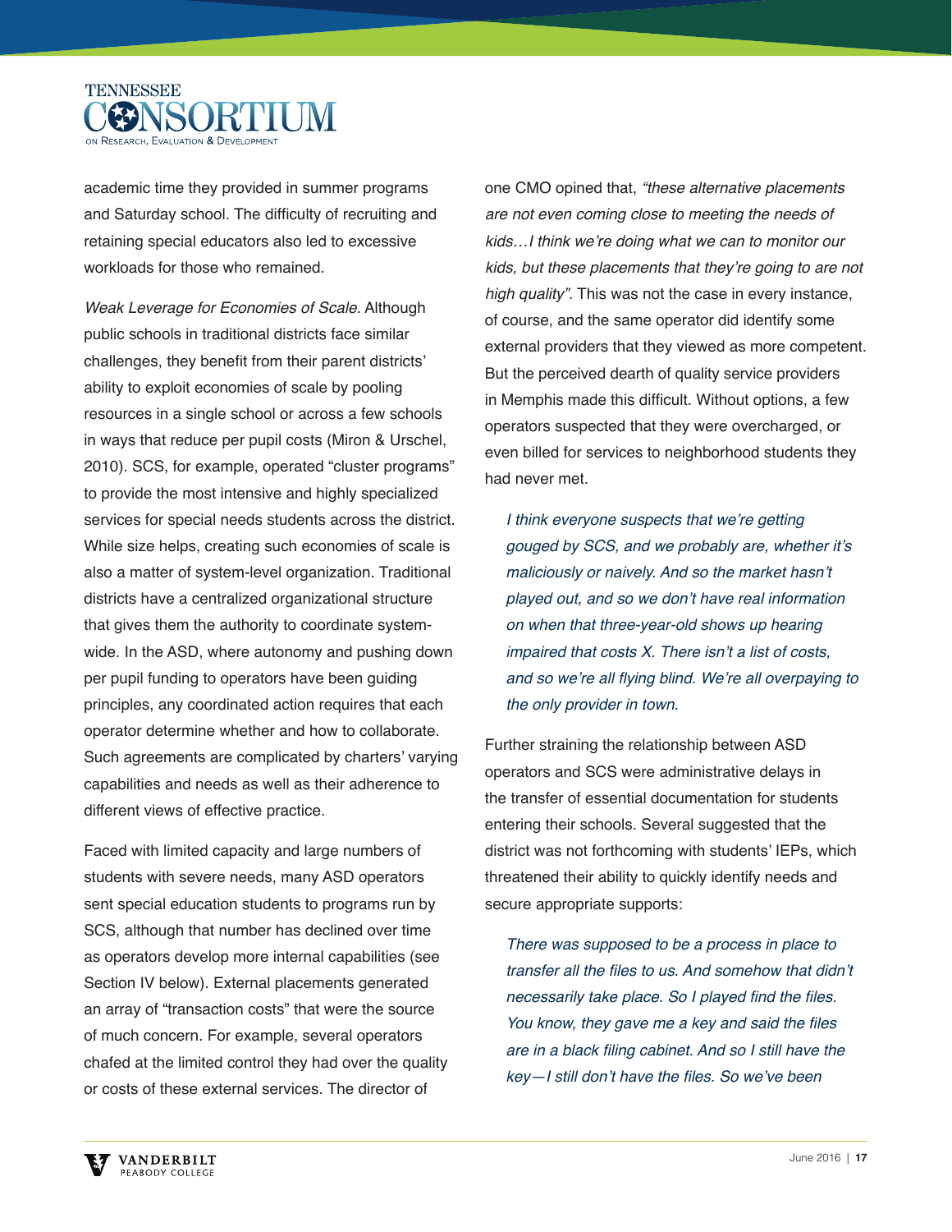academic time they provided in summer programs and Saturday school. The difficulty of recruiting and retaining special educators also led to excessive workloads for those who remained.

*Weak Leverage for Economies of Scale.* Although public schools in traditional districts face similar challenges, they benefit from their parent districts' ability to exploit economies of scale by pooling resources in a single school or across a few schools in ways that reduce per pupil costs (Miron & Urschel, 2010). SCS, for example, operated "cluster programs" to provide the most intensive and highly specialized services for special needs students across the district. While size helps, creating such economies of scale is also a matter of system-level organization. Traditional districts have a centralized organizational structure that gives them the authority to coordinate system-wide. In the ASD, where autonomy and pushing down per pupil funding to operators have been guiding principles, any coordinated action requires that each operator determine whether and how to collaborate. Such agreements are complicated by charters' varying capabilities and needs as well as their adherence to different views of effective practice.

Faced with limited capacity and large numbers of students with severe needs, many ASD operators sent special education students to programs run by SCS, although that number has declined over time as operators develop more internal capabilities (see Section IV below). External placements generated an array of "transaction costs" that were the source of much concern. For example, several operators chafed at the limited control they had over the quality or costs of these external services. The director of one CMO opined that, *"these alternative placements are not even coming close to meeting the needs of kids…I think we're doing what we can to monitor our kids, but these placements that they're going to are not high quality"*. This was not the case in every instance, of course, and the same operator did identify some external providers that they viewed as more competent. But the perceived dearth of quality service providers in Memphis made this difficult. Without options, a few operators suspected that they were overcharged, or even billed for services to neighborhood students they had never met.

> *I think everyone suspects that we're getting gouged by SCS, and we probably are, whether it's maliciously or naively. And so the market hasn't played out, and so we don't have real information on when that three-year-old shows up hearing impaired that costs X. There isn't a list of costs, and so we're all flying blind. We're all overpaying to the only provider in town.*

Further straining the relationship between ASD operators and SCS were administrative delays in the transfer of essential documentation for students entering their schools. Several suggested that the district was not forthcoming with students' IEPs, which threatened their ability to quickly identify needs and secure appropriate supports:

> *There was supposed to be a process in place to transfer all the files to us. And somehow that didn't necessarily take place. So I played find the files. You know, they gave me a key and said the files are in a black filing cabinet. And so I still have the key—I still don't have the files. So we've been*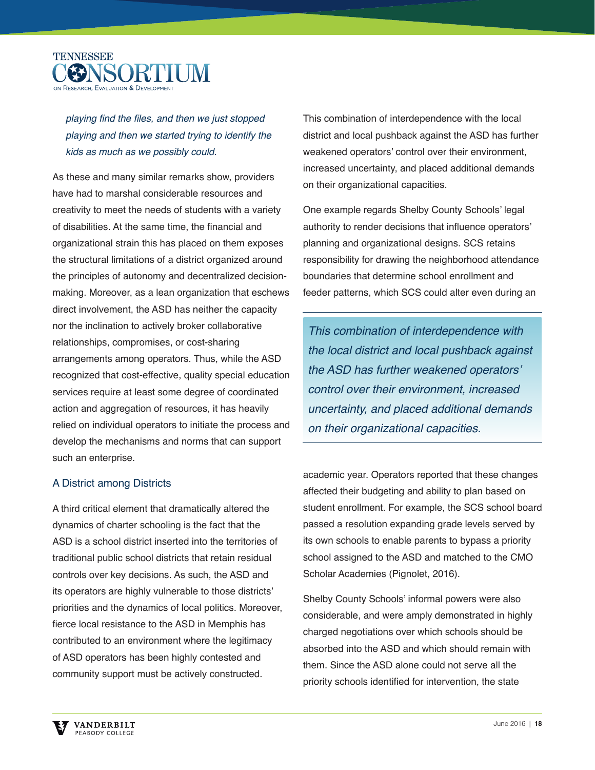*playing find the files, and then we just stopped playing and then we started trying to identify the kids as much as we possibly could.*

As these and many similar remarks show, providers have had to marshal considerable resources and creativity to meet the needs of students with a variety of disabilities. At the same time, the financial and organizational strain this has placed on them exposes the structural limitations of a district organized around the principles of autonomy and decentralized decision-making. Moreover, as a lean organization that eschews direct involvement, the ASD has neither the capacity nor the inclination to actively broker collaborative relationships, compromises, or cost-sharing arrangements among operators. Thus, while the ASD recognized that cost-effective, quality special education services require at least some degree of coordinated action and aggregation of resources, it has heavily relied on individual operators to initiate the process and develop the mechanisms and norms that can support such an enterprise.

### A District among Districts

A third critical element that dramatically altered the dynamics of charter schooling is the fact that the ASD is a school district inserted into the territories of traditional public school districts that retain residual controls over key decisions. As such, the ASD and its operators are highly vulnerable to those districts' priorities and the dynamics of local politics. Moreover, fierce local resistance to the ASD in Memphis has contributed to an environment where the legitimacy of ASD operators has been highly contested and community support must be actively constructed.

This combination of interdependence with the local district and local pushback against the ASD has further weakened operators' control over their environment, increased uncertainty, and placed additional demands on their organizational capacities.

One example regards Shelby County Schools' legal authority to render decisions that influence operators' planning and organizational designs. SCS retains responsibility for drawing the neighborhood attendance boundaries that determine school enrollment and feeder patterns, which SCS could alter even during an academic year. Operators reported that these changes affected their budgeting and ability to plan based on student enrollment. For example, the SCS school board passed a resolution expanding grade levels served by its own schools to enable parents to bypass a priority school assigned to the ASD and matched to the CMO Scholar Academies (Pignolet, 2016).

> *This combination of interdependence with the local district and local pushback against the ASD has further weakened operators' control over their environment, increased uncertainty, and placed additional demands on their organizational capacities.*

Shelby County Schools' informal powers were also considerable, and were amply demonstrated in highly charged negotiations over which schools should be absorbed into the ASD and which should remain with them. Since the ASD alone could not serve all the priority schools identified for intervention, the state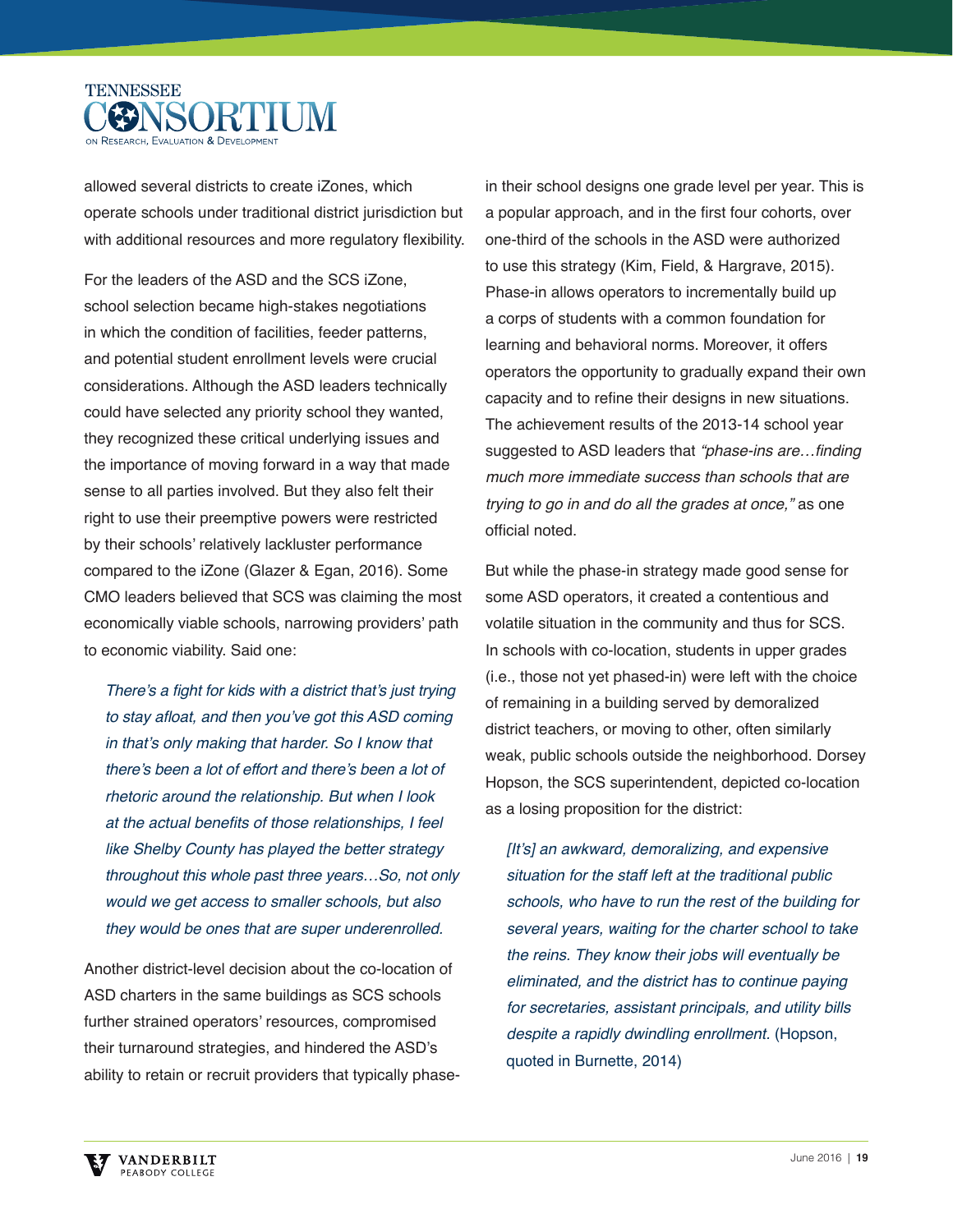allowed several districts to create iZones, which operate schools under traditional district jurisdiction but with additional resources and more regulatory flexibility.

For the leaders of the ASD and the SCS iZone, school selection became high-stakes negotiations in which the condition of facilities, feeder patterns, and potential student enrollment levels were crucial considerations. Although the ASD leaders technically could have selected any priority school they wanted, they recognized these critical underlying issues and the importance of moving forward in a way that made sense to all parties involved. But they also felt their right to use their preemptive powers were restricted by their schools' relatively lackluster performance compared to the iZone (Glazer & Egan, 2016). Some CMO leaders believed that SCS was claiming the most economically viable schools, narrowing providers' path to economic viability. Said one:

> *There's a fight for kids with a district that's just trying to stay afloat, and then you've got this ASD coming in that's only making that harder. So I know that there's been a lot of effort and there's been a lot of rhetoric around the relationship. But when I look at the actual benefits of those relationships, I feel like Shelby County has played the better strategy throughout this whole past three years…So, not only would we get access to smaller schools, but also they would be ones that are super underenrolled.*

Another district-level decision about the co-location of ASD charters in the same buildings as SCS schools further strained operators' resources, compromised their turnaround strategies, and hindered the ASD's ability to retain or recruit providers that typically phase-in their school designs one grade level per year. This is a popular approach, and in the first four cohorts, over one-third of the schools in the ASD were authorized to use this strategy (Kim, Field, & Hargrave, 2015). Phase-in allows operators to incrementally build up a corps of students with a common foundation for learning and behavioral norms. Moreover, it offers operators the opportunity to gradually expand their own capacity and to refine their designs in new situations. The achievement results of the 2013-14 school year suggested to ASD leaders that *"phase-ins are…finding much more immediate success than schools that are trying to go in and do all the grades at once,"* as one official noted.

But while the phase-in strategy made good sense for some ASD operators, it created a contentious and volatile situation in the community and thus for SCS. In schools with co-location, students in upper grades (i.e., those not yet phased-in) were left with the choice of remaining in a building served by demoralized district teachers, or moving to other, often similarly weak, public schools outside the neighborhood. Dorsey Hopson, the SCS superintendent, depicted co-location as a losing proposition for the district:

> *[It's] an awkward, demoralizing, and expensive situation for the staff left at the traditional public schools, who have to run the rest of the building for several years, waiting for the charter school to take the reins. They know their jobs will eventually be eliminated, and the district has to continue paying for secretaries, assistant principals, and utility bills despite a rapidly dwindling enrollment.* (Hopson, quoted in Burnette, 2014)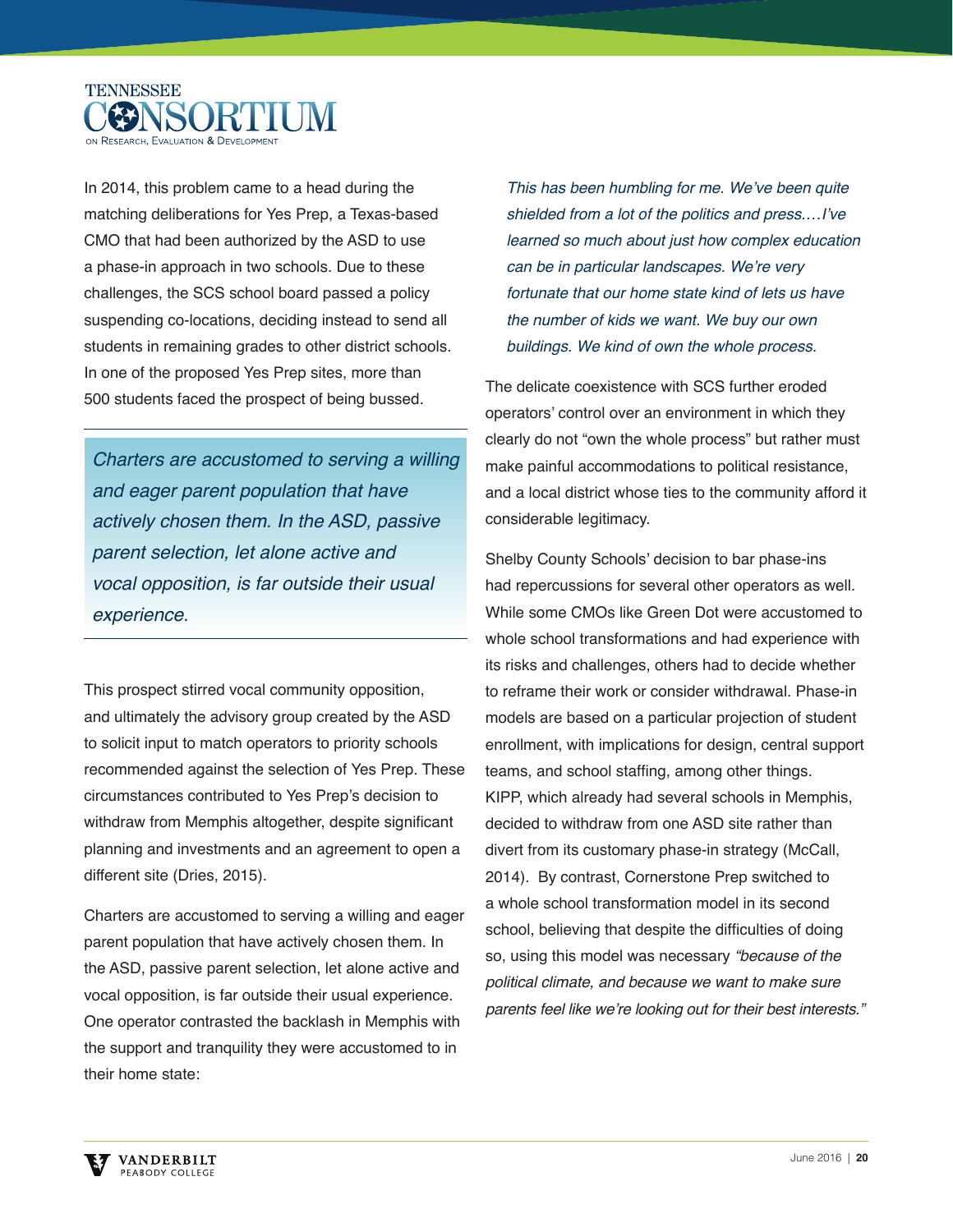In 2014, this problem came to a head during the matching deliberations for Yes Prep, a Texas-based CMO that had been authorized by the ASD to use a phase-in approach in two schools. Due to these challenges, the SCS school board passed a policy suspending co-locations, deciding instead to send all students in remaining grades to other district schools. In one of the proposed Yes Prep sites, more than 500 students faced the prospect of being bussed.

> *Charters are accustomed to serving a willing and eager parent population that have actively chosen them. In the ASD, passive parent selection, let alone active and vocal opposition, is far outside their usual experience.*

This prospect stirred vocal community opposition, and ultimately the advisory group created by the ASD to solicit input to match operators to priority schools recommended against the selection of Yes Prep. These circumstances contributed to Yes Prep's decision to withdraw from Memphis altogether, despite significant planning and investments and an agreement to open a different site (Dries, 2015).

Charters are accustomed to serving a willing and eager parent population that have actively chosen them. In the ASD, passive parent selection, let alone active and vocal opposition, is far outside their usual experience. One operator contrasted the backlash in Memphis with the support and tranquility they were accustomed to in their home state:

> *This has been humbling for me. We've been quite shielded from a lot of the politics and press.…I've learned so much about just how complex education can be in particular landscapes. We're very fortunate that our home state kind of lets us have the number of kids we want. We buy our own buildings. We kind of own the whole process.*

The delicate coexistence with SCS further eroded operators' control over an environment in which they clearly do not "own the whole process" but rather must make painful accommodations to political resistance, and a local district whose ties to the community afford it considerable legitimacy.

Shelby County Schools' decision to bar phase-ins had repercussions for several other operators as well. While some CMOs like Green Dot were accustomed to whole school transformations and had experience with its risks and challenges, others had to decide whether to reframe their work or consider withdrawal. Phase-in models are based on a particular projection of student enrollment, with implications for design, central support teams, and school staffing, among other things. KIPP, which already had several schools in Memphis, decided to withdraw from one ASD site rather than divert from its customary phase-in strategy (McCall, 2014). By contrast, Cornerstone Prep switched to a whole school transformation model in its second school, believing that despite the difficulties of doing so, using this model was necessary *"because of the political climate, and because we want to make sure parents feel like we're looking out for their best interests."*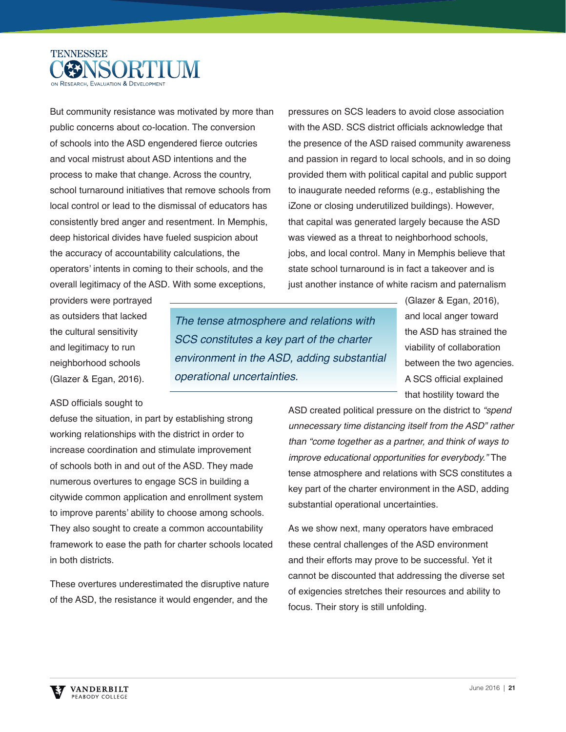But community resistance was motivated by more than public concerns about co-location. The conversion of schools into the ASD engendered fierce outcries and vocal mistrust about ASD intentions and the process to make that change. Across the country, school turnaround initiatives that remove schools from local control or lead to the dismissal of educators has consistently bred anger and resentment. In Memphis, deep historical divides have fueled suspicion about the accuracy of accountability calculations, the operators' intents in coming to their schools, and the overall legitimacy of the ASD. With some exceptions, providers were portrayed as outsiders that lacked the cultural sensitivity and legitimacy to run neighborhood schools (Glazer & Egan, 2016).

ASD officials sought to defuse the situation, in part by establishing strong working relationships with the district in order to increase coordination and stimulate improvement of schools both in and out of the ASD. They made numerous overtures to engage SCS in building a citywide common application and enrollment system to improve parents' ability to choose among schools. They also sought to create a common accountability framework to ease the path for charter schools located in both districts.

These overtures underestimated the disruptive nature of the ASD, the resistance it would engender, and the pressures on SCS leaders to avoid close association with the ASD. SCS district officials acknowledge that the presence of the ASD raised community awareness and passion in regard to local schools, and in so doing provided them with political capital and public support to inaugurate needed reforms (e.g., establishing the iZone or closing underutilized buildings). However, that capital was generated largely because the ASD was viewed as a threat to neighborhood schools, jobs, and local control. Many in Memphis believe that state school turnaround is in fact a takeover and is just another instance of white racism and paternalism (Glazer & Egan, 2016), and local anger toward the ASD has strained the viability of collaboration between the two agencies. A SCS official explained that hostility toward the ASD created political pressure on the district to *"spend unnecessary time distancing itself from the ASD" rather than "come together as a partner, and think of ways to improve educational opportunities for everybody."* The tense atmosphere and relations with SCS constitutes a key part of the charter environment in the ASD, adding substantial operational uncertainties.

> *The tense atmosphere and relations with SCS constitutes a key part of the charter environment in the ASD, adding substantial operational uncertainties.*

As we show next, many operators have embraced these central challenges of the ASD environment and their efforts may prove to be successful. Yet it cannot be discounted that addressing the diverse set of exigencies stretches their resources and ability to focus. Their story is still unfolding.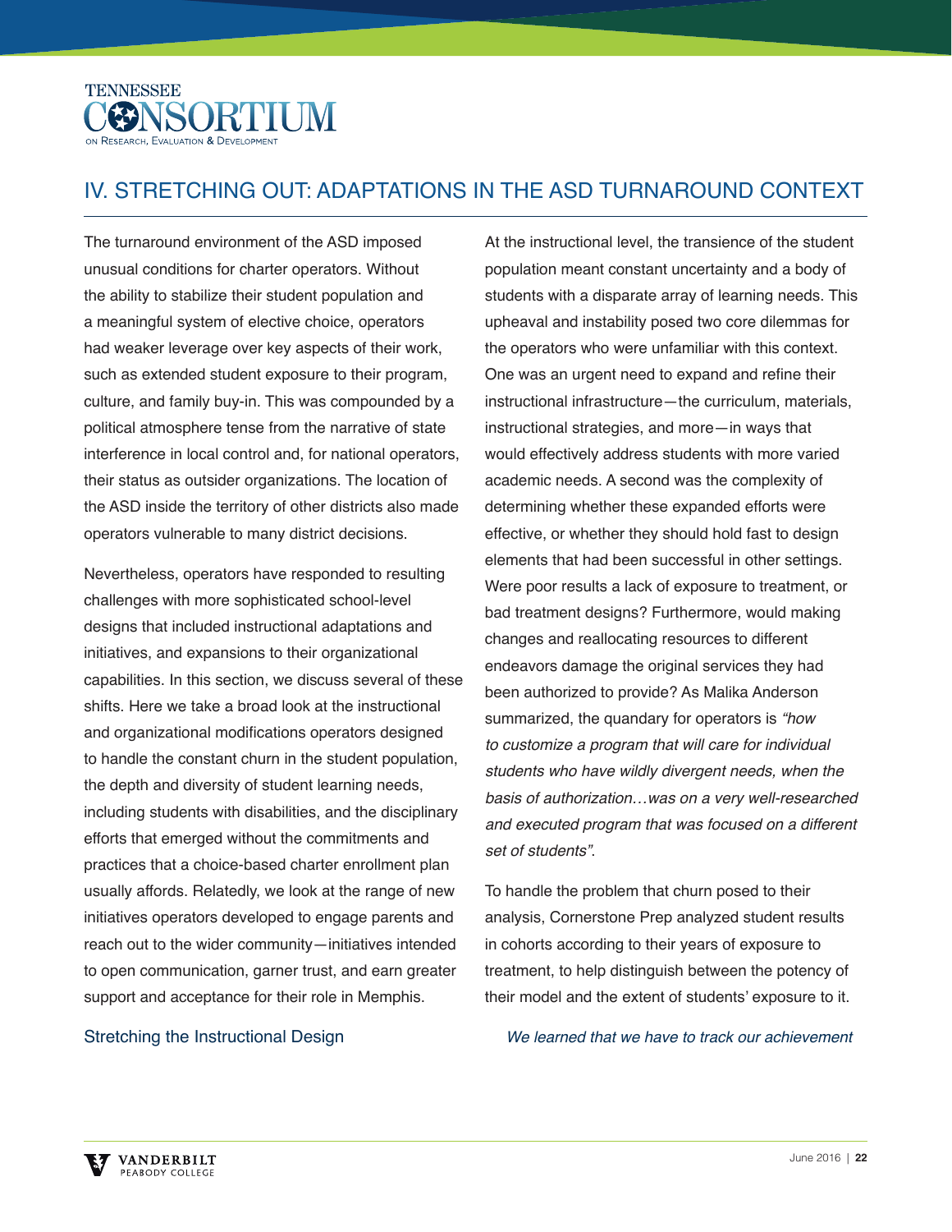## IV. STRETCHING OUT: ADAPTATIONS IN THE ASD TURNAROUND CONTEXT

The turnaround environment of the ASD imposed unusual conditions for charter operators. Without the ability to stabilize their student population and a meaningful system of elective choice, operators had weaker leverage over key aspects of their work, such as extended student exposure to their program, culture, and family buy-in. This was compounded by a political atmosphere tense from the narrative of state interference in local control and, for national operators, their status as outsider organizations. The location of the ASD inside the territory of other districts also made operators vulnerable to many district decisions.

Nevertheless, operators have responded to resulting challenges with more sophisticated school-level designs that included instructional adaptations and initiatives, and expansions to their organizational capabilities. In this section, we discuss several of these shifts. Here we take a broad look at the instructional and organizational modifications operators designed to handle the constant churn in the student population, the depth and diversity of student learning needs, including students with disabilities, and the disciplinary efforts that emerged without the commitments and practices that a choice-based charter enrollment plan usually affords. Relatedly, we look at the range of new initiatives operators developed to engage parents and reach out to the wider community—initiatives intended to open communication, garner trust, and earn greater support and acceptance for their role in Memphis.

### Stretching the Instructional Design

At the instructional level, the transience of the student population meant constant uncertainty and a body of students with a disparate array of learning needs. This upheaval and instability posed two core dilemmas for the operators who were unfamiliar with this context. One was an urgent need to expand and refine their instructional infrastructure—the curriculum, materials, instructional strategies, and more—in ways that would effectively address students with more varied academic needs. A second was the complexity of determining whether these expanded efforts were effective, or whether they should hold fast to design elements that had been successful in other settings. Were poor results a lack of exposure to treatment, or bad treatment designs? Furthermore, would making changes and reallocating resources to different endeavors damage the original services they had been authorized to provide? As Malika Anderson summarized, the quandary for operators is *"how to customize a program that will care for individual students who have wildly divergent needs, when the basis of authorization…was on a very well-researched and executed program that was focused on a different set of students"*.

To handle the problem that churn posed to their analysis, Cornerstone Prep analyzed student results in cohorts according to their years of exposure to treatment, to help distinguish between the potency of their model and the extent of students' exposure to it.

> *We learned that we have to track our achievement*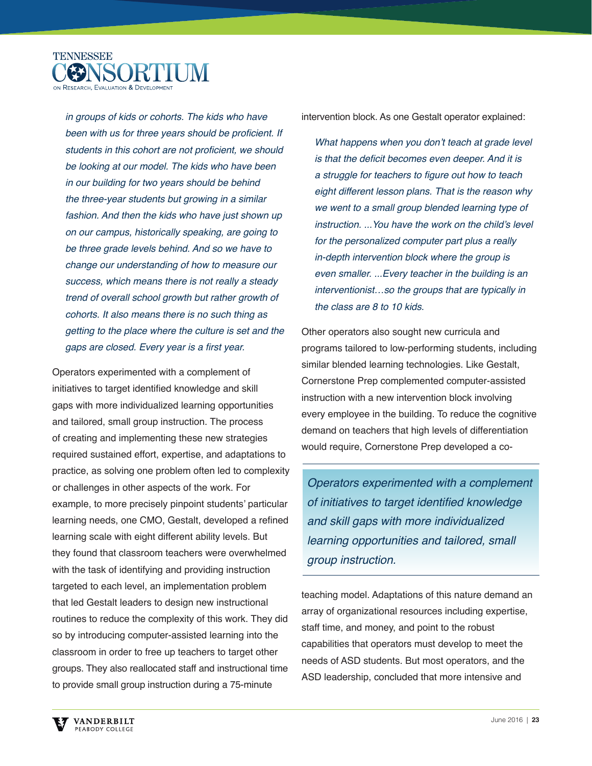> *in groups of kids or cohorts. The kids who have been with us for three years should be proficient. If students in this cohort are not proficient, we should be looking at our model. The kids who have been in our building for two years should be behind the three-year students but growing in a similar fashion. And then the kids who have just shown up on our campus, historically speaking, are going to be three grade levels behind. And so we have to change our understanding of how to measure our success, which means there is not really a steady trend of overall school growth but rather growth of cohorts. It also means there is no such thing as getting to the place where the culture is set and the gaps are closed. Every year is a first year.*

Operators experimented with a complement of initiatives to target identified knowledge and skill gaps with more individualized learning opportunities and tailored, small group instruction. The process of creating and implementing these new strategies required sustained effort, expertise, and adaptations to practice, as solving one problem often led to complexity or challenges in other aspects of the work. For example, to more precisely pinpoint students' particular learning needs, one CMO, Gestalt, developed a refined learning scale with eight different ability levels. But they found that classroom teachers were overwhelmed with the task of identifying and providing instruction targeted to each level, an implementation problem that led Gestalt leaders to design new instructional routines to reduce the complexity of this work. They did so by introducing computer-assisted learning into the classroom in order to free up teachers to target other groups. They also reallocated staff and instructional time to provide small group instruction during a 75-minute intervention block. As one Gestalt operator explained:

> *What happens when you don't teach at grade level is that the deficit becomes even deeper. And it is a struggle for teachers to figure out how to teach eight different lesson plans. That is the reason why we went to a small group blended learning type of instruction. ...You have the work on the child's level for the personalized computer part plus a really in-depth intervention block where the group is even smaller. ...Every teacher in the building is an interventionist…so the groups that are typically in the class are 8 to 10 kids.*

Other operators also sought new curricula and programs tailored to low-performing students, including similar blended learning technologies. Like Gestalt, Cornerstone Prep complemented computer-assisted instruction with a new intervention block involving every employee in the building. To reduce the cognitive demand on teachers that high levels of differentiation would require, Cornerstone Prep developed a co-teaching model. Adaptations of this nature demand an array of organizational resources including expertise, staff time, and money, and point to the robust capabilities that operators must develop to meet the needs of ASD students. But most operators, and the ASD leadership, concluded that more intensive and

> *Operators experimented with a complement of initiatives to target identified knowledge and skill gaps with more individualized learning opportunities and tailored, small group instruction.*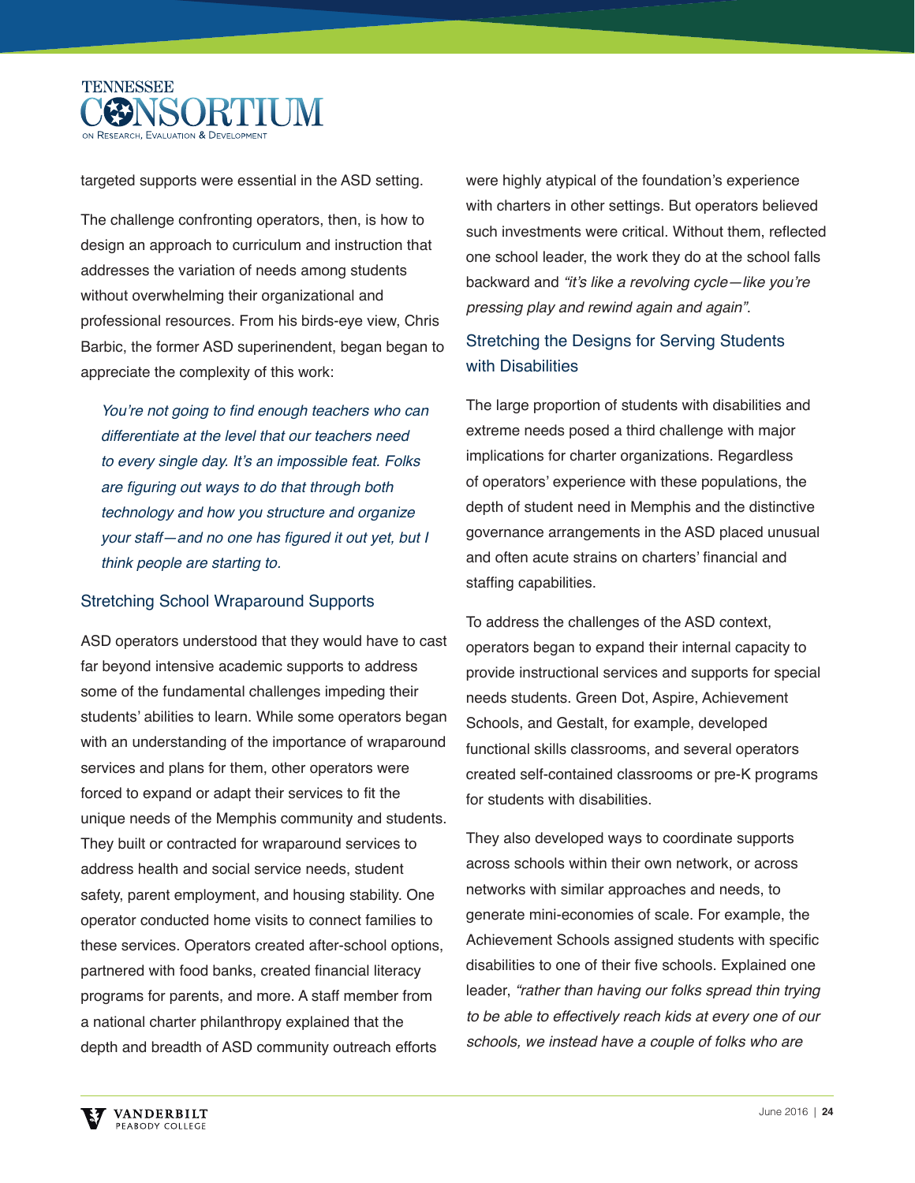targeted supports were essential in the ASD setting.

The challenge confronting operators, then, is how to design an approach to curriculum and instruction that addresses the variation of needs among students without overwhelming their organizational and professional resources. From his birds-eye view, Chris Barbic, the former ASD superinendent, began began to appreciate the complexity of this work:

> *You're not going to find enough teachers who can differentiate at the level that our teachers need to every single day. It's an impossible feat. Folks are figuring out ways to do that through both technology and how you structure and organize your staff—and no one has figured it out yet, but I think people are starting to.*

### Stretching School Wraparound Supports

ASD operators understood that they would have to cast far beyond intensive academic supports to address some of the fundamental challenges impeding their students' abilities to learn. While some operators began with an understanding of the importance of wraparound services and plans for them, other operators were forced to expand or adapt their services to fit the unique needs of the Memphis community and students. They built or contracted for wraparound services to address health and social service needs, student safety, parent employment, and housing stability. One operator conducted home visits to connect families to these services. Operators created after-school options, partnered with food banks, created financial literacy programs for parents, and more. A staff member from a national charter philanthropy explained that the depth and breadth of ASD community outreach efforts were highly atypical of the foundation's experience with charters in other settings. But operators believed such investments were critical. Without them, reflected one school leader, the work they do at the school falls backward and *"it's like a revolving cycle—like you're pressing play and rewind again and again"*.

### Stretching the Designs for Serving Students with Disabilities

The large proportion of students with disabilities and extreme needs posed a third challenge with major implications for charter organizations. Regardless of operators' experience with these populations, the depth of student need in Memphis and the distinctive governance arrangements in the ASD placed unusual and often acute strains on charters' financial and staffing capabilities.

To address the challenges of the ASD context, operators began to expand their internal capacity to provide instructional services and supports for special needs students. Green Dot, Aspire, Achievement Schools, and Gestalt, for example, developed functional skills classrooms, and several operators created self-contained classrooms or pre-K programs for students with disabilities.

They also developed ways to coordinate supports across schools within their own network, or across networks with similar approaches and needs, to generate mini-economies of scale. For example, the Achievement Schools assigned students with specific disabilities to one of their five schools. Explained one leader, *"rather than having our folks spread thin trying to be able to effectively reach kids at every one of our schools, we instead have a couple of folks who are*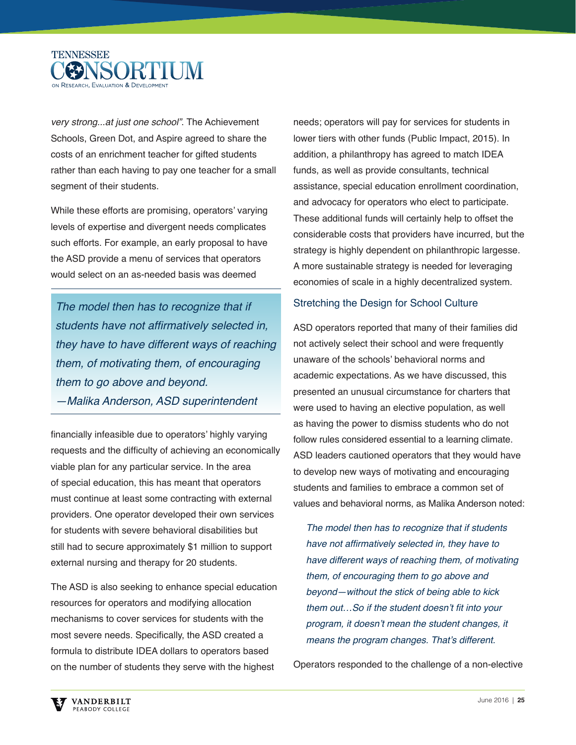*very strong...at just one school"*. The Achievement Schools, Green Dot, and Aspire agreed to share the costs of an enrichment teacher for gifted students rather than each having to pay one teacher for a small segment of their students.

While these efforts are promising, operators' varying levels of expertise and divergent needs complicates such efforts. For example, an early proposal to have the ASD provide a menu of services that operators would select on an as-needed basis was deemed financially infeasible due to operators' highly varying requests and the difficulty of achieving an economically viable plan for any particular service. In the area of special education, this has meant that operators must continue at least some contracting with external providers. One operator developed their own services for students with severe behavioral disabilities but still had to secure approximately $1 million to support external nursing and therapy for 20 students.

> *The model then has to recognize that if students have not affirmatively selected in, they have to have different ways of reaching them, of motivating them, of encouraging them to go above and beyond.*
> *—Malika Anderson, ASD superintendent*

The ASD is also seeking to enhance special education resources for operators and modifying allocation mechanisms to cover services for students with the most severe needs. Specifically, the ASD created a formula to distribute IDEA dollars to operators based on the number of students they serve with the highest needs; operators will pay for services for students in lower tiers with other funds (Public Impact, 2015). In addition, a philanthropy has agreed to match IDEA funds, as well as provide consultants, technical assistance, special education enrollment coordination, and advocacy for operators who elect to participate. These additional funds will certainly help to offset the considerable costs that providers have incurred, but the strategy is highly dependent on philanthropic largesse. A more sustainable strategy is needed for leveraging economies of scale in a highly decentralized system.

## Stretching the Design for School Culture

ASD operators reported that many of their families did not actively select their school and were frequently unaware of the schools' behavioral norms and academic expectations. As we have discussed, this presented an unusual circumstance for charters that were used to having an elective population, as well as having the power to dismiss students who do not follow rules considered essential to a learning climate. ASD leaders cautioned operators that they would have to develop new ways of motivating and encouraging students and families to embrace a common set of values and behavioral norms, as Malika Anderson noted:

> *The model then has to recognize that if students have not affirmatively selected in, they have to have different ways of reaching them, of motivating them, of encouraging them to go above and beyond—without the stick of being able to kick them out…So if the student doesn't fit into your program, it doesn't mean the student changes, it means the program changes. That's different.*

Operators responded to the challenge of a non-elective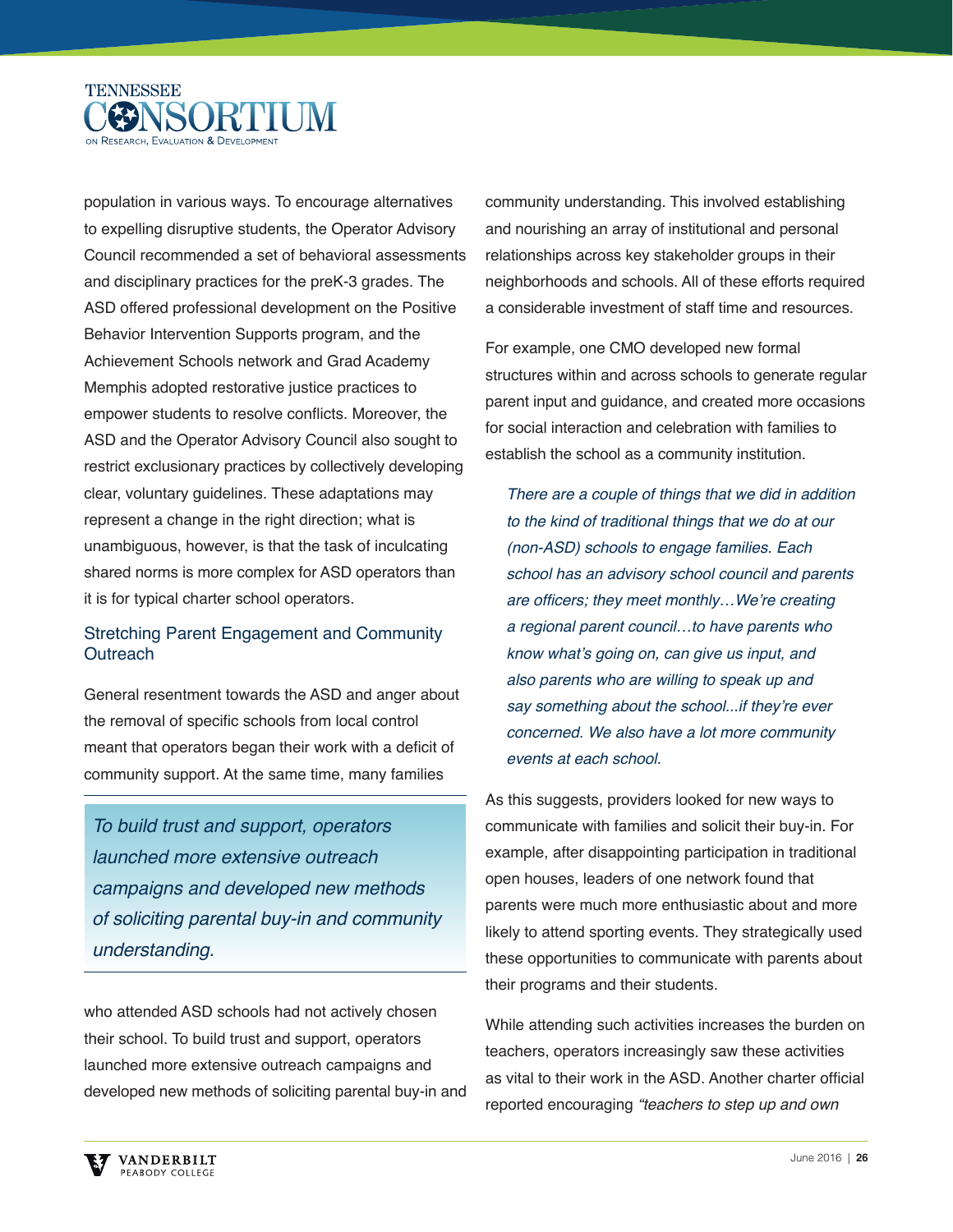population in various ways. To encourage alternatives to expelling disruptive students, the Operator Advisory Council recommended a set of behavioral assessments and disciplinary practices for the preK-3 grades. The ASD offered professional development on the Positive Behavior Intervention Supports program, and the Achievement Schools network and Grad Academy Memphis adopted restorative justice practices to empower students to resolve conflicts. Moreover, the ASD and the Operator Advisory Council also sought to restrict exclusionary practices by collectively developing clear, voluntary guidelines. These adaptations may represent a change in the right direction; what is unambiguous, however, is that the task of inculcating shared norms is more complex for ASD operators than it is for typical charter school operators.

### Stretching Parent Engagement and Community Outreach

General resentment towards the ASD and anger about the removal of specific schools from local control meant that operators began their work with a deficit of community support. At the same time, many families who attended ASD schools had not actively chosen their school. To build trust and support, operators launched more extensive outreach campaigns and developed new methods of soliciting parental buy-in and community understanding. This involved establishing and nourishing an array of institutional and personal relationships across key stakeholder groups in their neighborhoods and schools. All of these efforts required a considerable investment of staff time and resources.

> *To build trust and support, operators launched more extensive outreach campaigns and developed new methods of soliciting parental buy-in and community understanding.*

For example, one CMO developed new formal structures within and across schools to generate regular parent input and guidance, and created more occasions for social interaction and celebration with families to establish the school as a community institution.

> *There are a couple of things that we did in addition to the kind of traditional things that we do at our (non-ASD) schools to engage families. Each school has an advisory school council and parents are officers; they meet monthly…We're creating a regional parent council…to have parents who know what's going on, can give us input, and also parents who are willing to speak up and say something about the school...if they're ever concerned. We also have a lot more community events at each school.*

As this suggests, providers looked for new ways to communicate with families and solicit their buy-in. For example, after disappointing participation in traditional open houses, leaders of one network found that parents were much more enthusiastic about and more likely to attend sporting events. They strategically used these opportunities to communicate with parents about their programs and their students.

While attending such activities increases the burden on teachers, operators increasingly saw these activities as vital to their work in the ASD. Another charter official reported encouraging *"teachers to step up and own*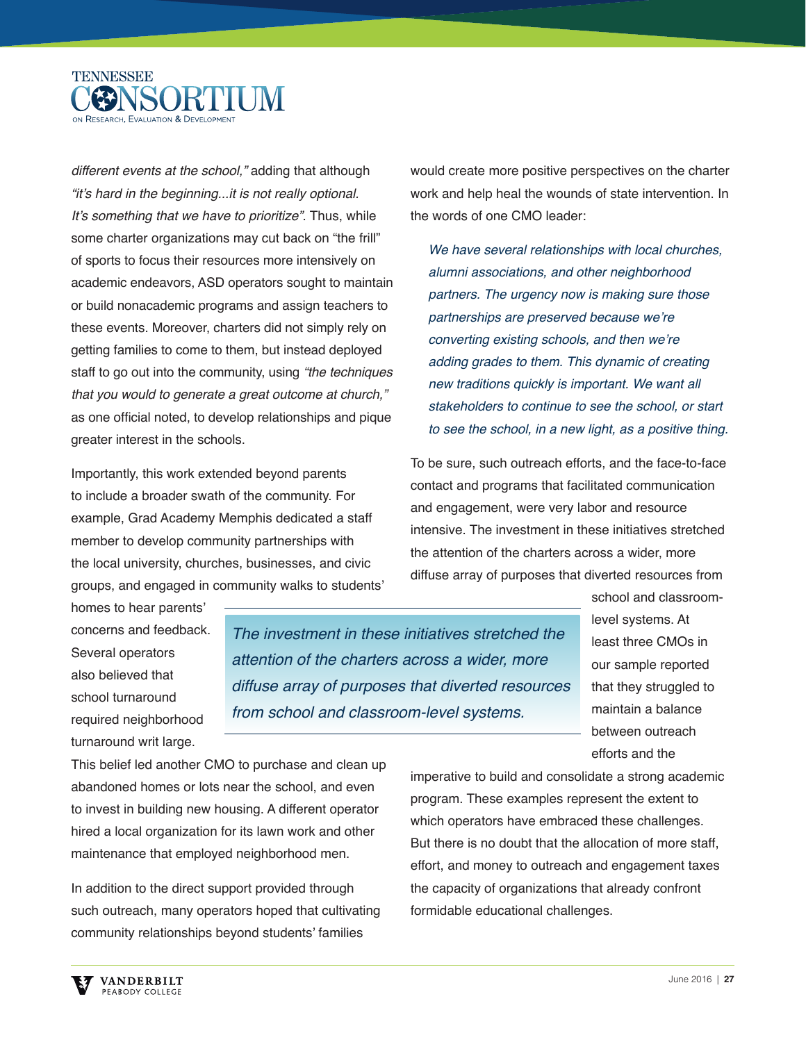*different events at the school,"* adding that although *"it's hard in the beginning...it is not really optional. It's something that we have to prioritize"*. Thus, while some charter organizations may cut back on "the frill" of sports to focus their resources more intensively on academic endeavors, ASD operators sought to maintain or build nonacademic programs and assign teachers to these events. Moreover, charters did not simply rely on getting families to come to them, but instead deployed staff to go out into the community, using *"the techniques that you would to generate a great outcome at church,"* as one official noted, to develop relationships and pique greater interest in the schools.

Importantly, this work extended beyond parents to include a broader swath of the community. For example, Grad Academy Memphis dedicated a staff member to develop community partnerships with the local university, churches, businesses, and civic groups, and engaged in community walks to students' homes to hear parents' concerns and feedback. Several operators also believed that school turnaround required neighborhood turnaround writ large. This belief led another CMO to purchase and clean up abandoned homes or lots near the school, and even to invest in building new housing. A different operator hired a local organization for its lawn work and other maintenance that employed neighborhood men.

In addition to the direct support provided through such outreach, many operators hoped that cultivating community relationships beyond students' families would create more positive perspectives on the charter work and help heal the wounds of state intervention. In the words of one CMO leader:

> *We have several relationships with local churches, alumni associations, and other neighborhood partners. The urgency now is making sure those partnerships are preserved because we're converting existing schools, and then we're adding grades to them. This dynamic of creating new traditions quickly is important. We want all stakeholders to continue to see the school, or start to see the school, in a new light, as a positive thing.*

To be sure, such outreach efforts, and the face-to-face contact and programs that facilitated communication and engagement, were very labor and resource intensive. The investment in these initiatives stretched the attention of the charters across a wider, more diffuse array of purposes that diverted resources from school and classroom-level systems. At least three CMOs in our sample reported that they struggled to maintain a balance between outreach efforts and the imperative to build and consolidate a strong academic program. These examples represent the extent to which operators have embraced these challenges. But there is no doubt that the allocation of more staff, effort, and money to outreach and engagement taxes the capacity of organizations that already confront formidable educational challenges.

> *The investment in these initiatives stretched the attention of the charters across a wider, more diffuse array of purposes that diverted resources from school and classroom-level systems.*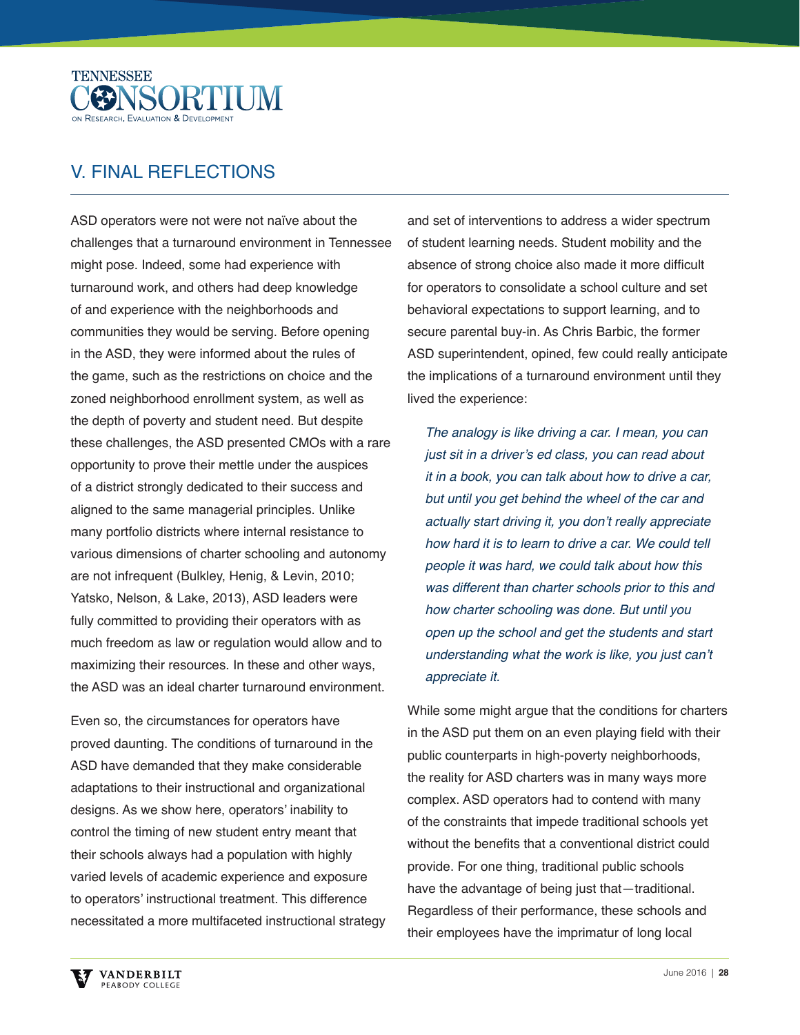## V. FINAL REFLECTIONS

ASD operators were not were not naïve about the challenges that a turnaround environment in Tennessee might pose. Indeed, some had experience with turnaround work, and others had deep knowledge of and experience with the neighborhoods and communities they would be serving. Before opening in the ASD, they were informed about the rules of the game, such as the restrictions on choice and the zoned neighborhood enrollment system, as well as the depth of poverty and student need. But despite these challenges, the ASD presented CMOs with a rare opportunity to prove their mettle under the auspices of a district strongly dedicated to their success and aligned to the same managerial principles. Unlike many portfolio districts where internal resistance to various dimensions of charter schooling and autonomy are not infrequent (Bulkley, Henig, & Levin, 2010; Yatsko, Nelson, & Lake, 2013), ASD leaders were fully committed to providing their operators with as much freedom as law or regulation would allow and to maximizing their resources. In these and other ways, the ASD was an ideal charter turnaround environment.

Even so, the circumstances for operators have proved daunting. The conditions of turnaround in the ASD have demanded that they make considerable adaptations to their instructional and organizational designs. As we show here, operators' inability to control the timing of new student entry meant that their schools always had a population with highly varied levels of academic experience and exposure to operators' instructional treatment. This difference necessitated a more multifaceted instructional strategy and set of interventions to address a wider spectrum of student learning needs. Student mobility and the absence of strong choice also made it more difficult for operators to consolidate a school culture and set behavioral expectations to support learning, and to secure parental buy-in. As Chris Barbic, the former ASD superintendent, opined, few could really anticipate the implications of a turnaround environment until they lived the experience:

> *The analogy is like driving a car. I mean, you can just sit in a driver's ed class, you can read about it in a book, you can talk about how to drive a car, but until you get behind the wheel of the car and actually start driving it, you don't really appreciate how hard it is to learn to drive a car. We could tell people it was hard, we could talk about how this was different than charter schools prior to this and how charter schooling was done. But until you open up the school and get the students and start understanding what the work is like, you just can't appreciate it.*

While some might argue that the conditions for charters in the ASD put them on an even playing field with their public counterparts in high-poverty neighborhoods, the reality for ASD charters was in many ways more complex. ASD operators had to contend with many of the constraints that impede traditional schools yet without the benefits that a conventional district could provide. For one thing, traditional public schools have the advantage of being just that—traditional. Regardless of their performance, these schools and their employees have the imprimatur of long local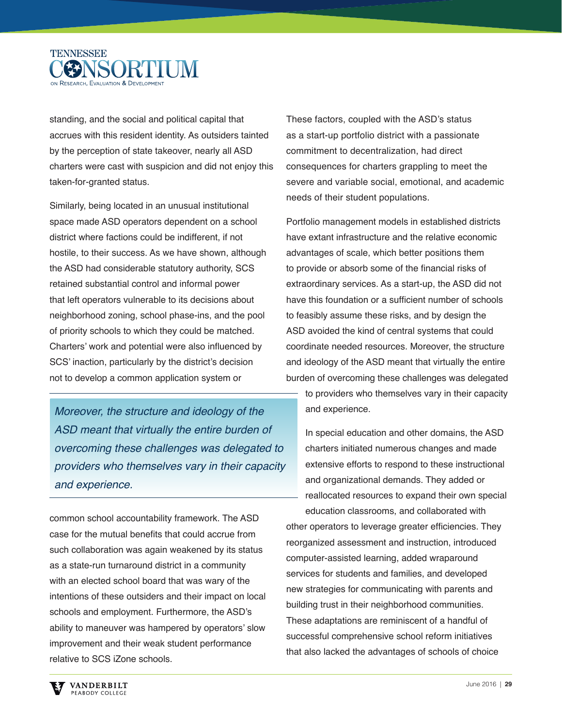standing, and the social and political capital that accrues with this resident identity. As outsiders tainted by the perception of state takeover, nearly all ASD charters were cast with suspicion and did not enjoy this taken-for-granted status.

Similarly, being located in an unusual institutional space made ASD operators dependent on a school district where factions could be indifferent, if not hostile, to their success. As we have shown, although the ASD had considerable statutory authority, SCS retained substantial control and informal power that left operators vulnerable to its decisions about neighborhood zoning, school phase-ins, and the pool of priority schools to which they could be matched. Charters' work and potential were also influenced by SCS' inaction, particularly by the district's decision not to develop a common application system or common school accountability framework. The ASD case for the mutual benefits that could accrue from such collaboration was again weakened by its status as a state-run turnaround district in a community with an elected school board that was wary of the intentions of these outsiders and their impact on local schools and employment. Furthermore, the ASD's ability to maneuver was hampered by operators' slow improvement and their weak student performance relative to SCS iZone schools.

> *Moreover, the structure and ideology of the ASD meant that virtually the entire burden of overcoming these challenges was delegated to providers who themselves vary in their capacity and experience.*

These factors, coupled with the ASD's status as a start-up portfolio district with a passionate commitment to decentralization, had direct consequences for charters grappling to meet the severe and variable social, emotional, and academic needs of their student populations.

Portfolio management models in established districts have extant infrastructure and the relative economic advantages of scale, which better positions them to provide or absorb some of the financial risks of extraordinary services. As a start-up, the ASD did not have this foundation or a sufficient number of schools to feasibly assume these risks, and by design the ASD avoided the kind of central systems that could coordinate needed resources. Moreover, the structure and ideology of the ASD meant that virtually the entire burden of overcoming these challenges was delegated to providers who themselves vary in their capacity and experience.

In special education and other domains, the ASD charters initiated numerous changes and made extensive efforts to respond to these instructional and organizational demands. They added or reallocated resources to expand their own special education classrooms, and collaborated with other operators to leverage greater efficiencies. They reorganized assessment and instruction, introduced computer-assisted learning, added wraparound services for students and families, and developed new strategies for communicating with parents and building trust in their neighborhood communities. These adaptations are reminiscent of a handful of successful comprehensive school reform initiatives that also lacked the advantages of schools of choice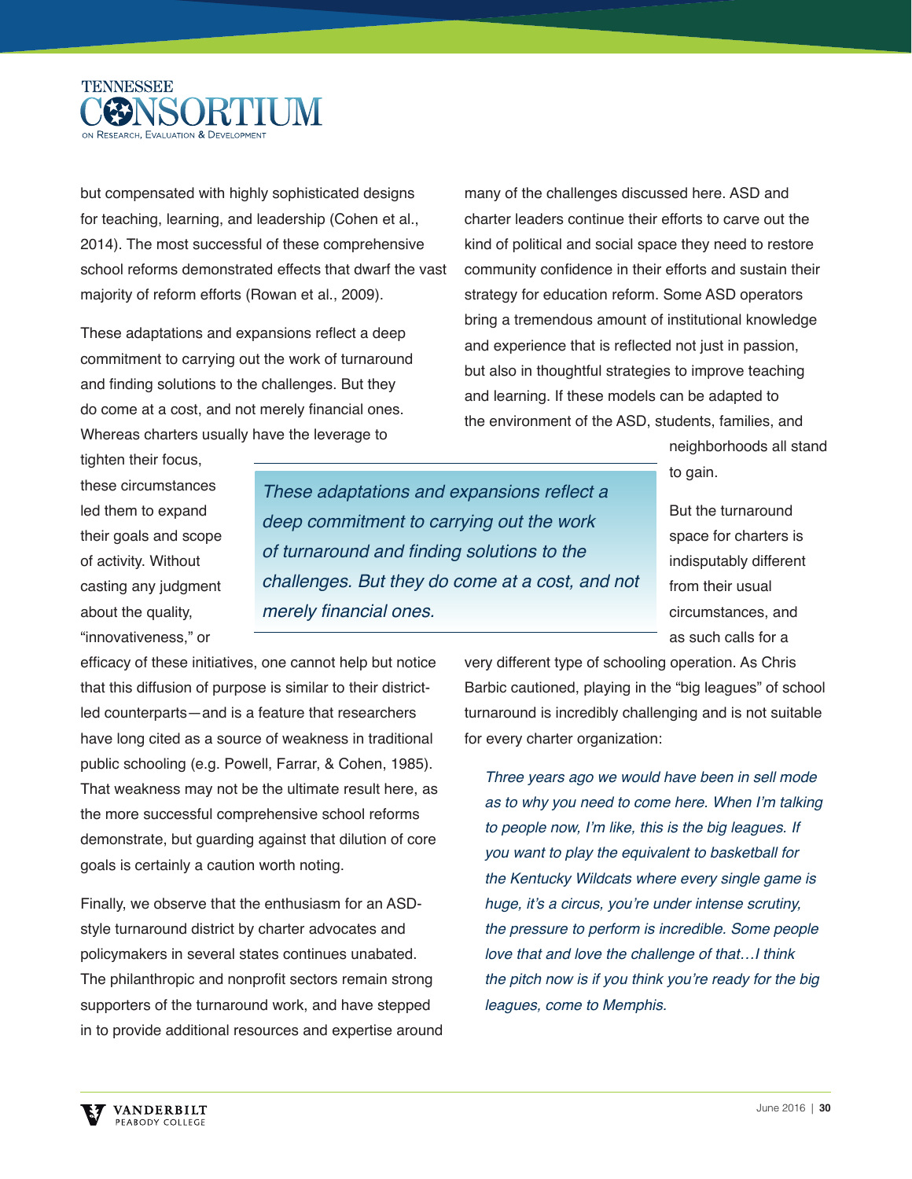but compensated with highly sophisticated designs for teaching, learning, and leadership (Cohen et al., 2014). The most successful of these comprehensive school reforms demonstrated effects that dwarf the vast majority of reform efforts (Rowan et al., 2009).

These adaptations and expansions reflect a deep commitment to carrying out the work of turnaround and finding solutions to the challenges. But they do come at a cost, and not merely financial ones. Whereas charters usually have the leverage to tighten their focus, these circumstances led them to expand their goals and scope of activity. Without casting any judgment about the quality, "innovativeness," or efficacy of these initiatives, one cannot help but notice that this diffusion of purpose is similar to their district-led counterparts—and is a feature that researchers have long cited as a source of weakness in traditional public schooling (e.g. Powell, Farrar, & Cohen, 1985). That weakness may not be the ultimate result here, as the more successful comprehensive school reforms demonstrate, but guarding against that dilution of core goals is certainly a caution worth noting.

> *These adaptations and expansions reflect a deep commitment to carrying out the work of turnaround and finding solutions to the challenges. But they do come at a cost, and not merely financial ones.*

Finally, we observe that the enthusiasm for an ASD-style turnaround district by charter advocates and policymakers in several states continues unabated. The philanthropic and nonprofit sectors remain strong supporters of the turnaround work, and have stepped in to provide additional resources and expertise around many of the challenges discussed here. ASD and charter leaders continue their efforts to carve out the kind of political and social space they need to restore community confidence in their efforts and sustain their strategy for education reform. Some ASD operators bring a tremendous amount of institutional knowledge and experience that is reflected not just in passion, but also in thoughtful strategies to improve teaching and learning. If these models can be adapted to the environment of the ASD, students, families, and neighborhoods all stand to gain.

But the turnaround space for charters is indisputably different from their usual circumstances, and as such calls for a very different type of schooling operation. As Chris Barbic cautioned, playing in the "big leagues" of school turnaround is incredibly challenging and is not suitable for every charter organization:

> *Three years ago we would have been in sell mode as to why you need to come here. When I'm talking to people now, I'm like, this is the big leagues. If you want to play the equivalent to basketball for the Kentucky Wildcats where every single game is huge, it's a circus, you're under intense scrutiny, the pressure to perform is incredible. Some people love that and love the challenge of that…I think the pitch now is if you think you're ready for the big leagues, come to Memphis.*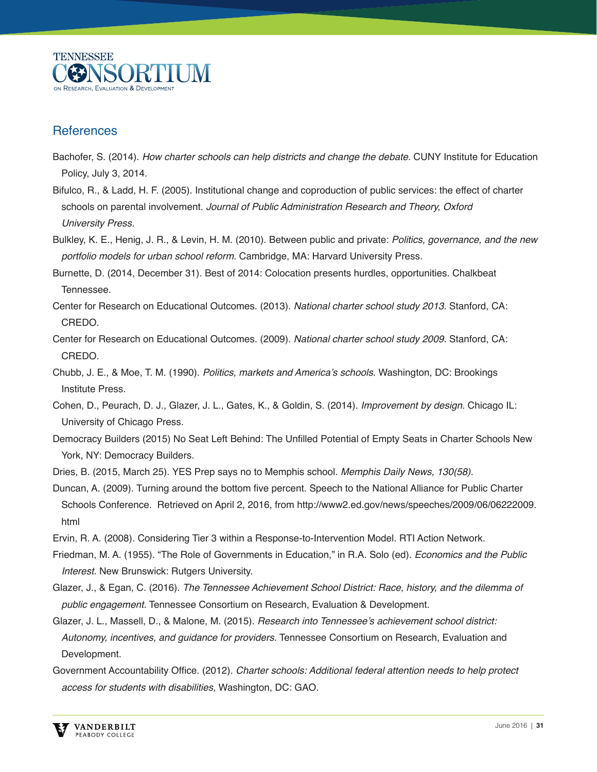## References

Bachofer, S. (2014). *How charter schools can help districts and change the debate*. CUNY Institute for Education Policy, July 3, 2014.

Bifulco, R., & Ladd, H. F. (2005). Institutional change and coproduction of public services: the effect of charter schools on parental involvement. *Journal of Public Administration Research and Theory, Oxford University Press*.

Bulkley, K. E., Henig, J. R., & Levin, H. M. (2010). Between public and private: *Politics, governance, and the new portfolio models for urban school reform.* Cambridge, MA: Harvard University Press.

Burnette, D. (2014, December 31). Best of 2014: Colocation presents hurdles, opportunities. Chalkbeat Tennessee.

Center for Research on Educational Outcomes. (2013). *National charter school study 2013*. Stanford, CA: CREDO.

Center for Research on Educational Outcomes. (2009). *National charter school study 2009*. Stanford, CA: CREDO.

Chubb, J. E., & Moe, T. M. (1990). *Politics, markets and America's schools*. Washington, DC: Brookings Institute Press.

Cohen, D., Peurach, D. J., Glazer, J. L., Gates, K., & Goldin, S. (2014). *Improvement by design.* Chicago IL: University of Chicago Press.

Democracy Builders (2015) No Seat Left Behind: The Unfilled Potential of Empty Seats in Charter Schools New York, NY: Democracy Builders.

Dries, B. (2015, March 25). YES Prep says no to Memphis school. *Memphis Daily News, 130(58).*

Duncan, A. (2009). Turning around the bottom five percent. Speech to the National Alliance for Public Charter Schools Conference. Retrieved on April 2, 2016, from http://www2.ed.gov/news/speeches/2009/06/06222009.html

Ervin, R. A. (2008). Considering Tier 3 within a Response-to-Intervention Model. RTI Action Network.

Friedman, M. A. (1955). "The Role of Governments in Education," in R.A. Solo (ed). *Economics and the Public Interest*. New Brunswick: Rutgers University.

Glazer, J., & Egan, C. (2016). *The Tennessee Achievement School District: Race, history, and the dilemma of public engagement*. Tennessee Consortium on Research, Evaluation & Development.

Glazer, J. L., Massell, D., & Malone, M. (2015). *Research into Tennessee's achievement school district: Autonomy, incentives, and guidance for providers.* Tennessee Consortium on Research, Evaluation and Development.

Government Accountability Office. (2012). *Charter schools: Additional federal attention needs to help protect access for students with disabilities,* Washington, DC: GAO.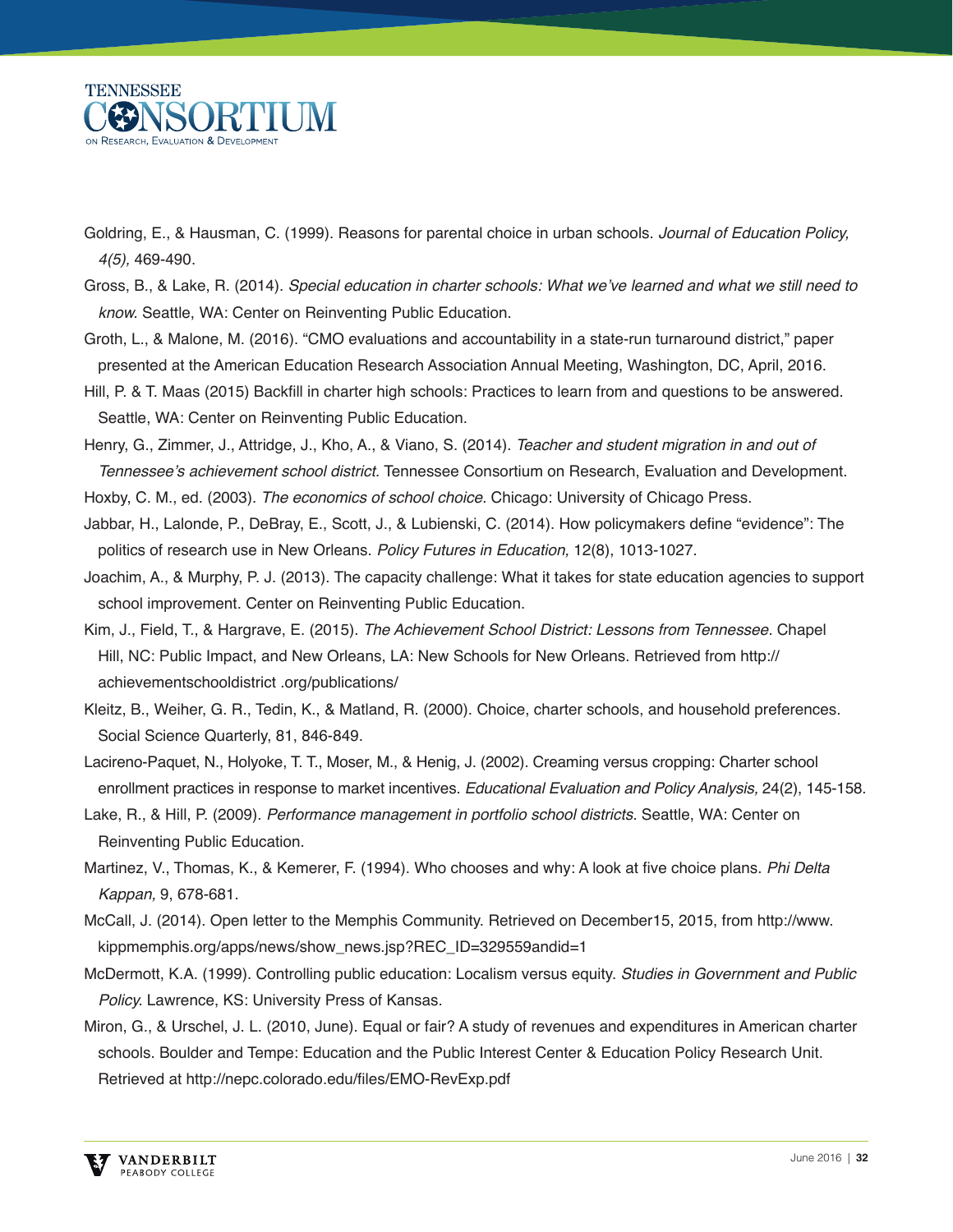Goldring, E., & Hausman, C. (1999). Reasons for parental choice in urban schools. *Journal of Education Policy, 4(5),* 469-490.

Gross, B., & Lake, R. (2014). *Special education in charter schools: What we've learned and what we still need to know.* Seattle, WA: Center on Reinventing Public Education.

Groth, L., & Malone, M. (2016). "CMO evaluations and accountability in a state-run turnaround district," paper presented at the American Education Research Association Annual Meeting, Washington, DC, April, 2016.

Hill, P. & T. Maas (2015) Backfill in charter high schools: Practices to learn from and questions to be answered. Seattle, WA: Center on Reinventing Public Education.

Henry, G., Zimmer, J., Attridge, J., Kho, A., & Viano, S. (2014). *Teacher and student migration in and out of Tennessee's achievement school district.* Tennessee Consortium on Research, Evaluation and Development.

Hoxby, C. M., ed. (2003). *The economics of school choice.* Chicago: University of Chicago Press.

Jabbar, H., Lalonde, P., DeBray, E., Scott, J., & Lubienski, C. (2014). How policymakers define "evidence": The politics of research use in New Orleans. *Policy Futures in Education,* 12(8), 1013-1027.

Joachim, A., & Murphy, P. J. (2013). The capacity challenge: What it takes for state education agencies to support school improvement. Center on Reinventing Public Education.

Kim, J., Field, T., & Hargrave, E. (2015). *The Achievement School District: Lessons from Tennessee.* Chapel Hill, NC: Public Impact, and New Orleans, LA: New Schools for New Orleans. Retrieved from http:// achievementschooldistrict .org/publications/

Kleitz, B., Weiher, G. R., Tedin, K., & Matland, R. (2000). Choice, charter schools, and household preferences. Social Science Quarterly, 81, 846-849.

Lacireno-Paquet, N., Holyoke, T. T., Moser, M., & Henig, J. (2002). Creaming versus cropping: Charter school enrollment practices in response to market incentives. *Educational Evaluation and Policy Analysis,* 24(2), 145-158.

Lake, R., & Hill, P. (2009). *Performance management in portfolio school districts.* Seattle, WA: Center on Reinventing Public Education.

Martinez, V., Thomas, K., & Kemerer, F. (1994). Who chooses and why: A look at five choice plans. *Phi Delta Kappan,* 9, 678-681.

McCall, J. (2014). Open letter to the Memphis Community. Retrieved on December15, 2015, from http://www.kippmemphis.org/apps/news/show_news.jsp?REC_ID=329559andid=1

McDermott, K.A. (1999). Controlling public education: Localism versus equity. *Studies in Government and Public Policy.* Lawrence, KS: University Press of Kansas.

Miron, G., & Urschel, J. L. (2010, June). Equal or fair? A study of revenues and expenditures in American charter schools. Boulder and Tempe: Education and the Public Interest Center & Education Policy Research Unit. Retrieved at http://nepc.colorado.edu/files/EMO-RevExp.pdf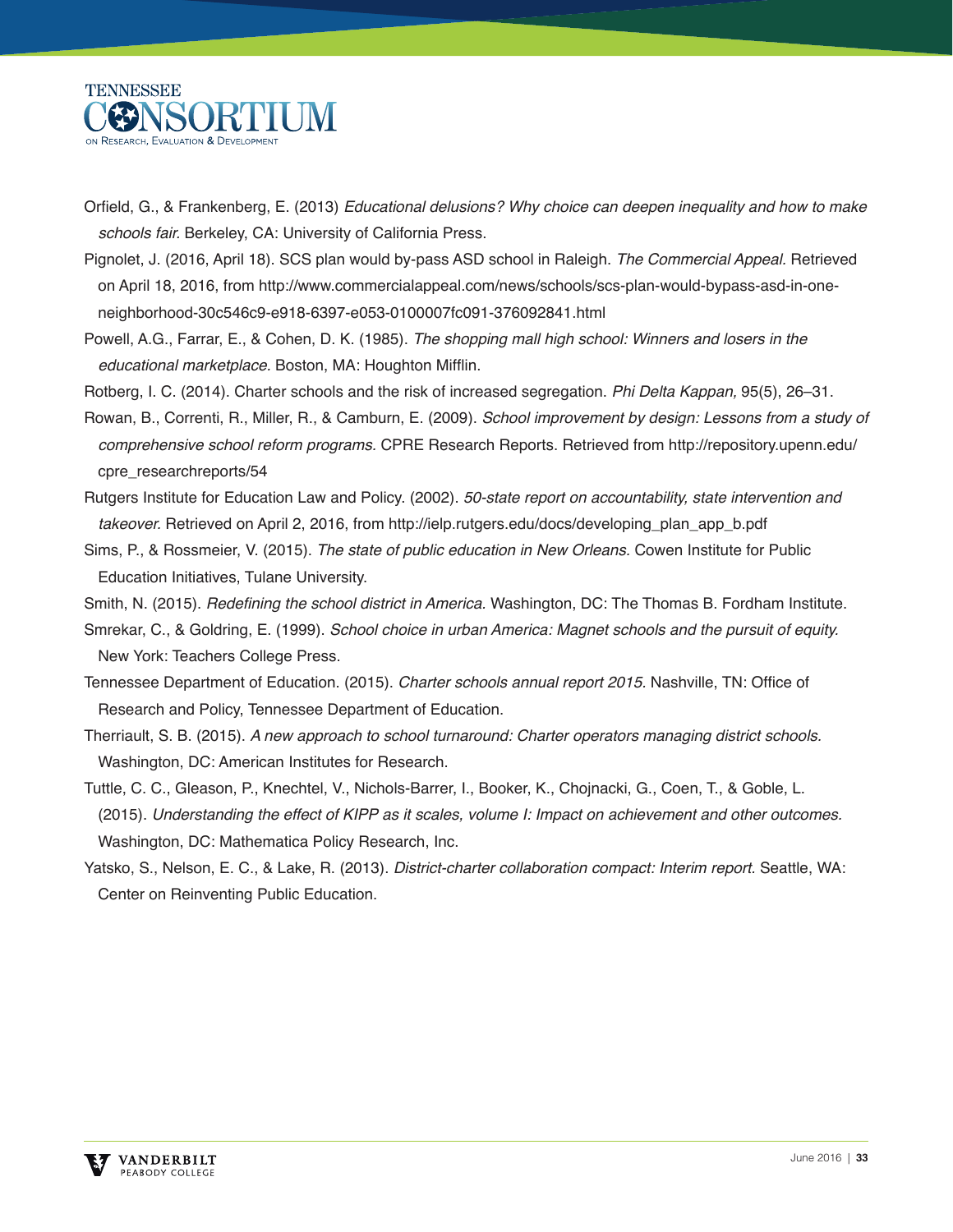Orfield, G., & Frankenberg, E. (2013) *Educational delusions? Why choice can deepen inequality and how to make schools fair.* Berkeley, CA: University of California Press.

Pignolet, J. (2016, April 18). SCS plan would by-pass ASD school in Raleigh. *The Commercial Appeal.* Retrieved on April 18, 2016, from http://www.commercialappeal.com/news/schools/scs-plan-would-bypass-asd-in-one-neighborhood-30c546c9-e918-6397-e053-0100007fc091-376092841.html

Powell, A.G., Farrar, E., & Cohen, D. K. (1985). *The shopping mall high school: Winners and losers in the educational marketplace.* Boston, MA: Houghton Mifflin.

Rotberg, I. C. (2014). Charter schools and the risk of increased segregation. *Phi Delta Kappan,* 95(5), 26–31.

Rowan, B., Correnti, R., Miller, R., & Camburn, E. (2009). *School improvement by design: Lessons from a study of comprehensive school reform programs.* CPRE Research Reports. Retrieved from http://repository.upenn.edu/cpre_researchreports/54

Rutgers Institute for Education Law and Policy. (2002). *50-state report on accountability, state intervention and takeover.* Retrieved on April 2, 2016, from http://ielp.rutgers.edu/docs/developing_plan_app_b.pdf

Sims, P., & Rossmeier, V. (2015). *The state of public education in New Orleans.* Cowen Institute for Public Education Initiatives, Tulane University.

Smith, N. (2015). *Redefining the school district in America.* Washington, DC: The Thomas B. Fordham Institute.

Smrekar, C., & Goldring, E. (1999). *School choice in urban America: Magnet schools and the pursuit of equity.* New York: Teachers College Press.

Tennessee Department of Education. (2015). *Charter schools annual report 2015*. Nashville, TN: Office of Research and Policy, Tennessee Department of Education.

Therriault, S. B. (2015). *A new approach to school turnaround: Charter operators managing district schools.* Washington, DC: American Institutes for Research.

Tuttle, C. C., Gleason, P., Knechtel, V., Nichols-Barrer, I., Booker, K., Chojnacki, G., Coen, T., & Goble, L. (2015). *Understanding the effect of KIPP as it scales, volume I: Impact on achievement and other outcomes.* Washington, DC: Mathematica Policy Research, Inc.

Yatsko, S., Nelson, E. C., & Lake, R. (2013). *District-charter collaboration compact: Interim report.* Seattle, WA: Center on Reinventing Public Education.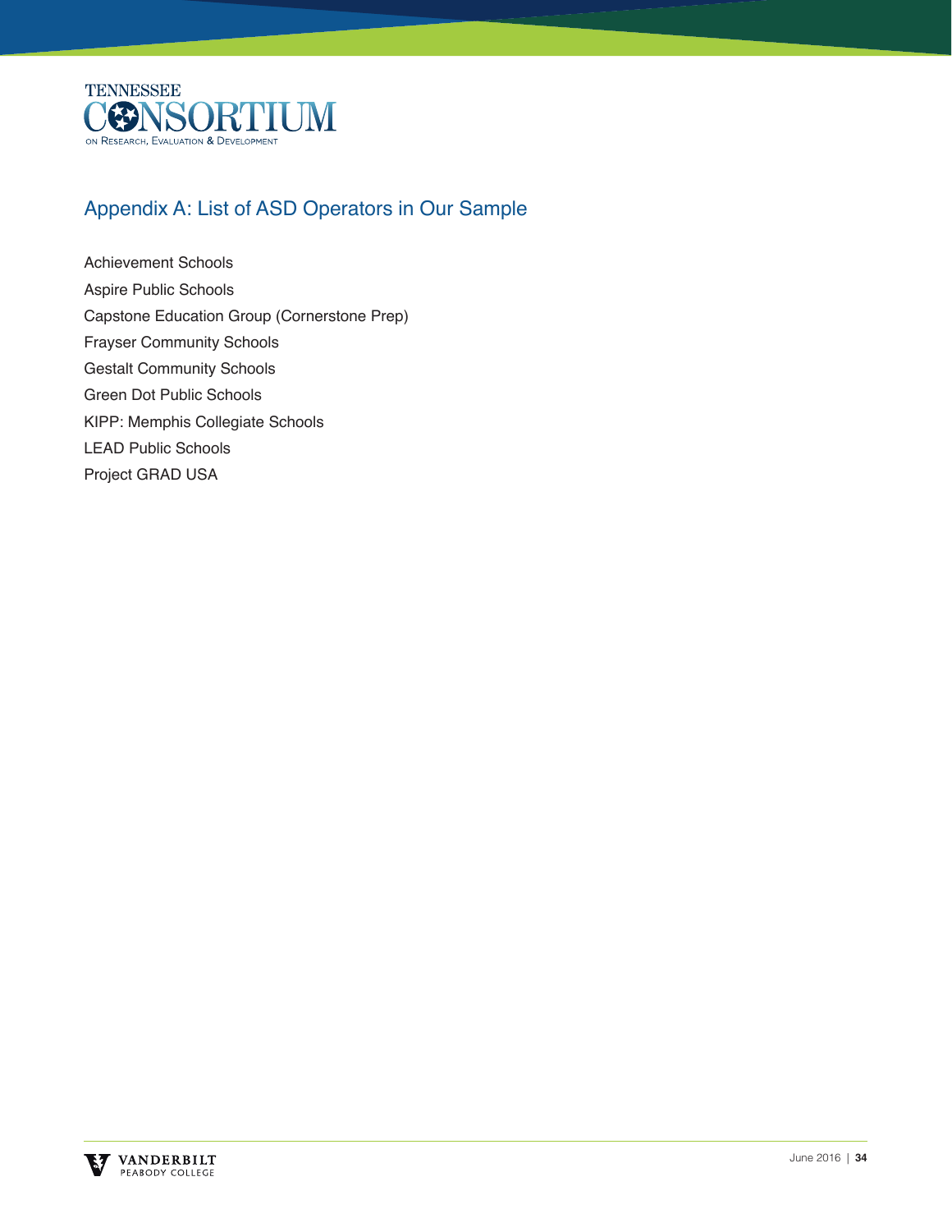## Appendix A: List of ASD Operators in Our Sample

Achievement Schools

Aspire Public Schools

Capstone Education Group (Cornerstone Prep)

Frayser Community Schools

Gestalt Community Schools

Green Dot Public Schools

KIPP: Memphis Collegiate Schools

LEAD Public Schools

Project GRAD USA